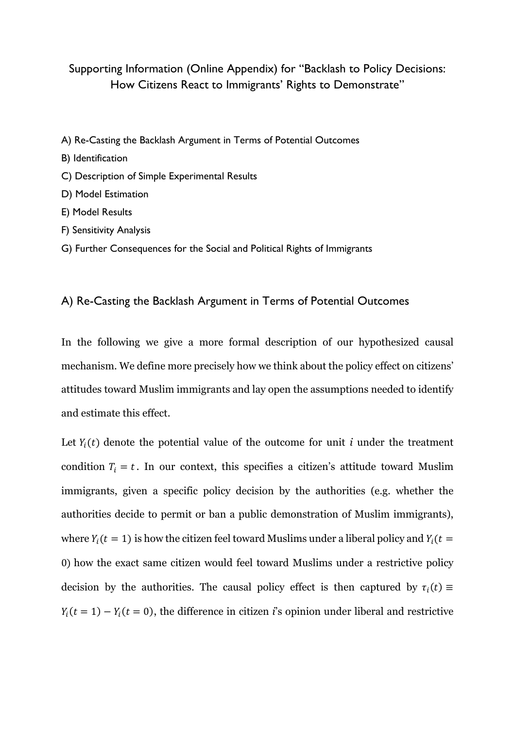# Supporting Information (Online Appendix) for "Backlash to Policy Decisions: How Citizens React to Immigrants' Rights to Demonstrate"

A) Re-Casting the Backlash Argument in Terms of Potential Outcomes

B) Identification

C) Description of Simple Experimental Results

D) Model Estimation

E) Model Results

F) Sensitivity Analysis

G) Further Consequences for the Social and Political Rights of Immigrants

## A) Re-Casting the Backlash Argument in Terms of Potential Outcomes

In the following we give a more formal description of our hypothesized causal mechanism. We define more precisely how we think about the policy effect on citizens' attitudes toward Muslim immigrants and lay open the assumptions needed to identify and estimate this effect.

Let $Y_i(t)$ denote the potential value of the outcome for unit $i$ under the treatment condition $T_i = t$. In our context, this specifies a citizen's attitude toward Muslim immigrants, given a specific policy decision by the authorities (e.g. whether the authorities decide to permit or ban a public demonstration of Muslim immigrants), where $Y_i(t = 1)$ is how the citizen feel toward Muslims under a liberal policy and $Y_i(t = 0)$ how the exact same citizen would feel toward Muslims under a restrictive policy decision by the authorities. The causal policy effect is then captured by $\tau_i(t) \equiv Y_i(t = 1) - Y_i(t = 0)$, the difference in citizen $i$'s opinion under liberal and restrictive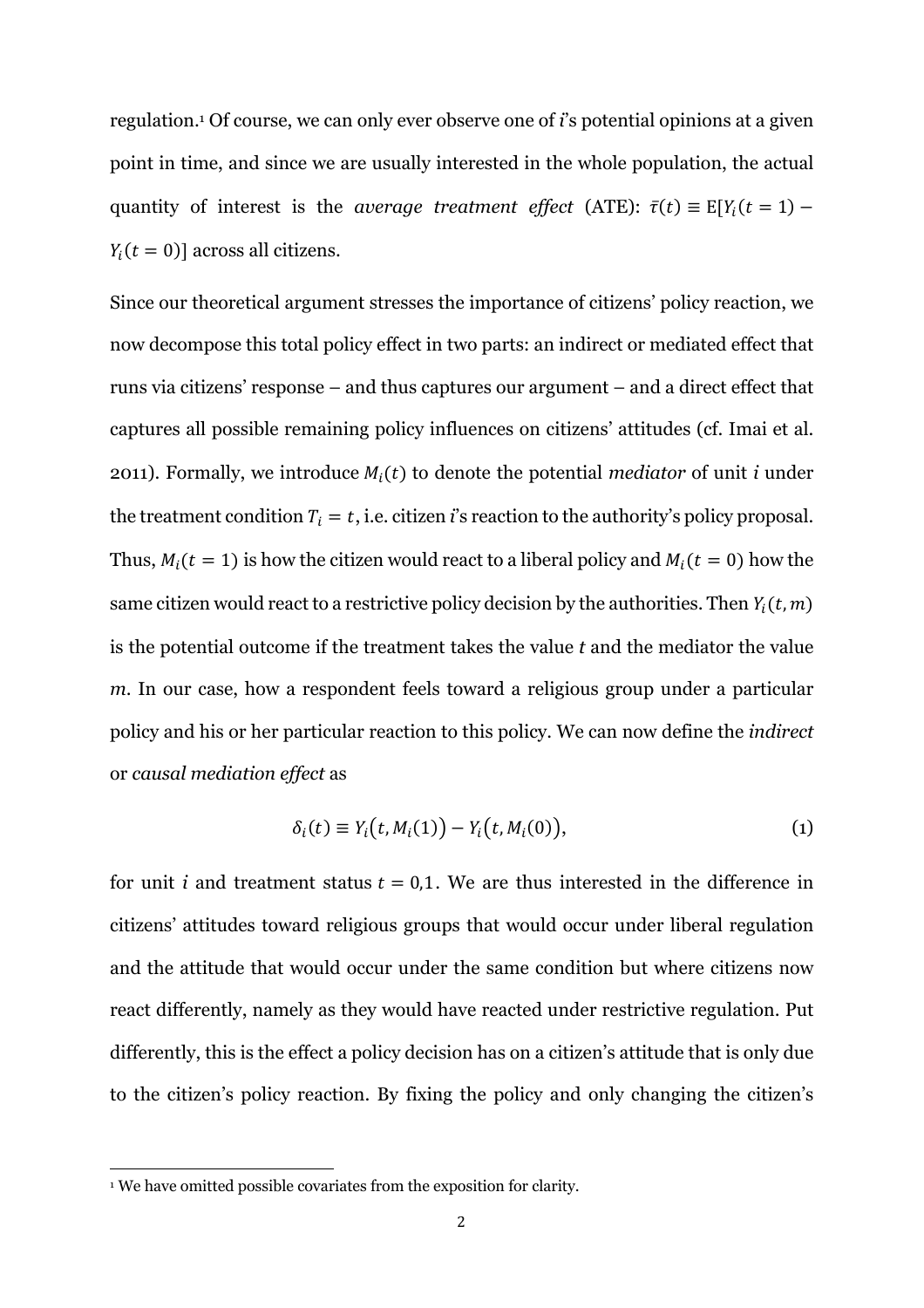regulation.[1] Of course, we can only ever observe one of *i*'s potential opinions at a given point in time, and since we are usually interested in the whole population, the actual quantity of interest is the *average treatment effect* (ATE): $\bar{\tau}(t) \equiv \mathrm{E}[Y_i(t = 1) - Y_i(t = 0)]$ across all citizens.

Since our theoretical argument stresses the importance of citizens' policy reaction, we now decompose this total policy effect in two parts: an indirect or mediated effect that runs via citizens' response – and thus captures our argument – and a direct effect that captures all possible remaining policy influences on citizens' attitudes (cf. Imai et al. 2011). Formally, we introduce $M_i(t)$ to denote the potential *mediator* of unit $i$ under the treatment condition $T_i = t$, i.e. citizen *i*'s reaction to the authority's policy proposal. Thus, $M_i(t = 1)$ is how the citizen would react to a liberal policy and $M_i(t = 0)$ how the same citizen would react to a restrictive policy decision by the authorities. Then $Y_i(t, m)$ is the potential outcome if the treatment takes the value *t* and the mediator the value *m*. In our case, how a respondent feels toward a religious group under a particular policy and his or her particular reaction to this policy. We can now define the *indirect* or *causal mediation effect* as

$$\delta_i(t) \equiv Y_i\big(t, M_i(1)\big) - Y_i\big(t, M_i(0)\big), \tag{1}$$

for unit $i$ and treatment status $t = 0{,}1$. We are thus interested in the difference in citizens' attitudes toward religious groups that would occur under liberal regulation and the attitude that would occur under the same condition but where citizens now react differently, namely as they would have reacted under restrictive regulation. Put differently, this is the effect a policy decision has on a citizen's attitude that is only due to the citizen's policy reaction. By fixing the policy and only changing the citizen's

[1] We have omitted possible covariates from the exposition for clarity.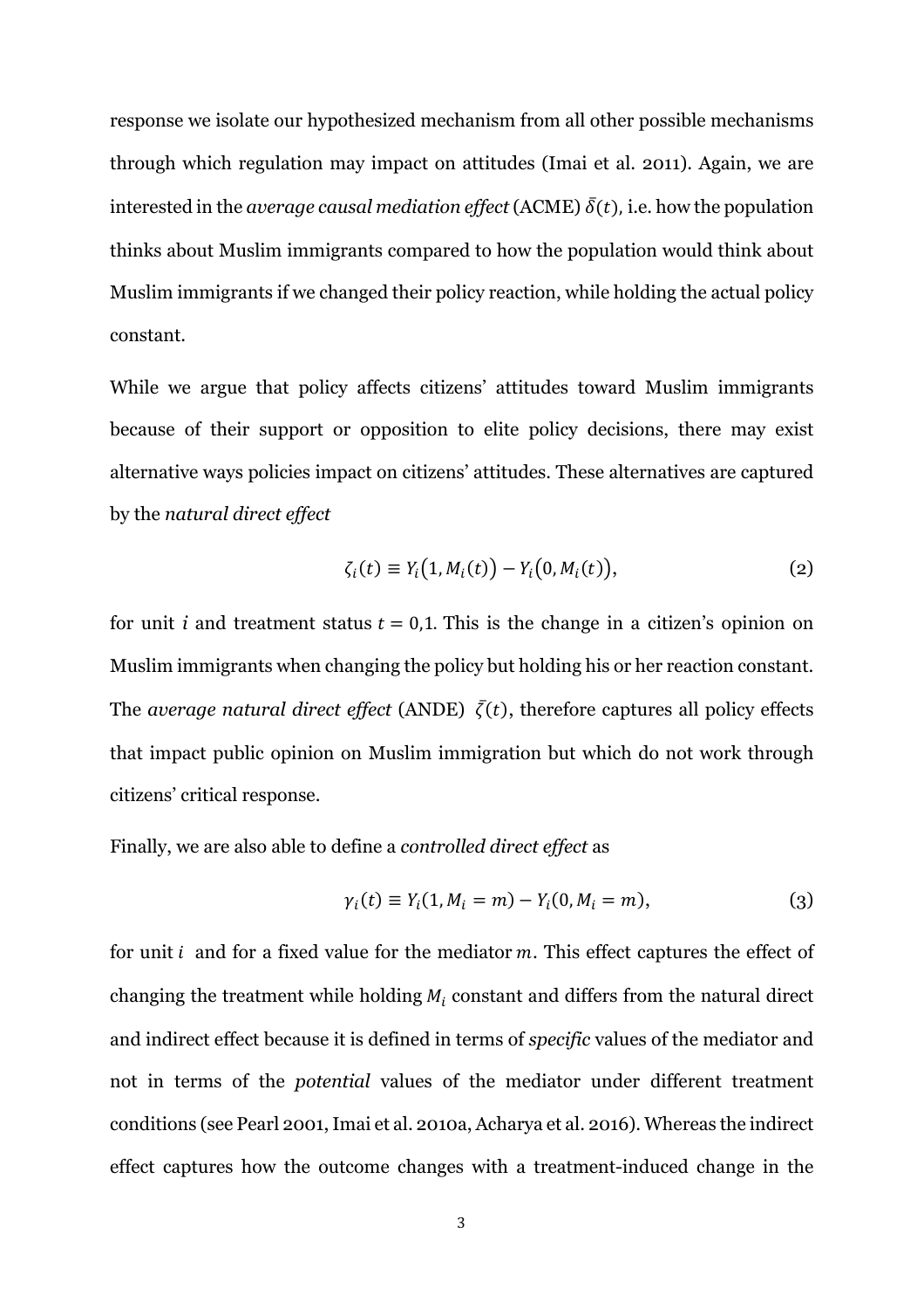response we isolate our hypothesized mechanism from all other possible mechanisms through which regulation may impact on attitudes (Imai et al. 2011). Again, we are interested in the *average causal mediation effect* (ACME) $\bar{\delta}(t)$, i.e. how the population thinks about Muslim immigrants compared to how the population would think about Muslim immigrants if we changed their policy reaction, while holding the actual policy constant.

While we argue that policy affects citizens' attitudes toward Muslim immigrants because of their support or opposition to elite policy decisions, there may exist alternative ways policies impact on citizens' attitudes. These alternatives are captured by the *natural direct effect*

$$\zeta_i(t) \equiv Y_i(1, M_i(t)) - Y_i(0, M_i(t)), \tag{2}$$

for unit $i$ and treatment status $t = 0,1$. This is the change in a citizen's opinion on Muslim immigrants when changing the policy but holding his or her reaction constant. The *average natural direct effect* (ANDE) $\bar{\zeta}(t)$, therefore captures all policy effects that impact public opinion on Muslim immigration but which do not work through citizens' critical response.

Finally, we are also able to define a *controlled direct effect* as

$$\gamma_i(t) \equiv Y_i(1, M_i = m) - Y_i(0, M_i = m), \tag{3}$$

for unit $i$ and for a fixed value for the mediator $m$. This effect captures the effect of changing the treatment while holding $M_i$ constant and differs from the natural direct and indirect effect because it is defined in terms of *specific* values of the mediator and not in terms of the *potential* values of the mediator under different treatment conditions (see Pearl 2001, Imai et al. 2010a, Acharya et al. 2016). Whereas the indirect effect captures how the outcome changes with a treatment-induced change in the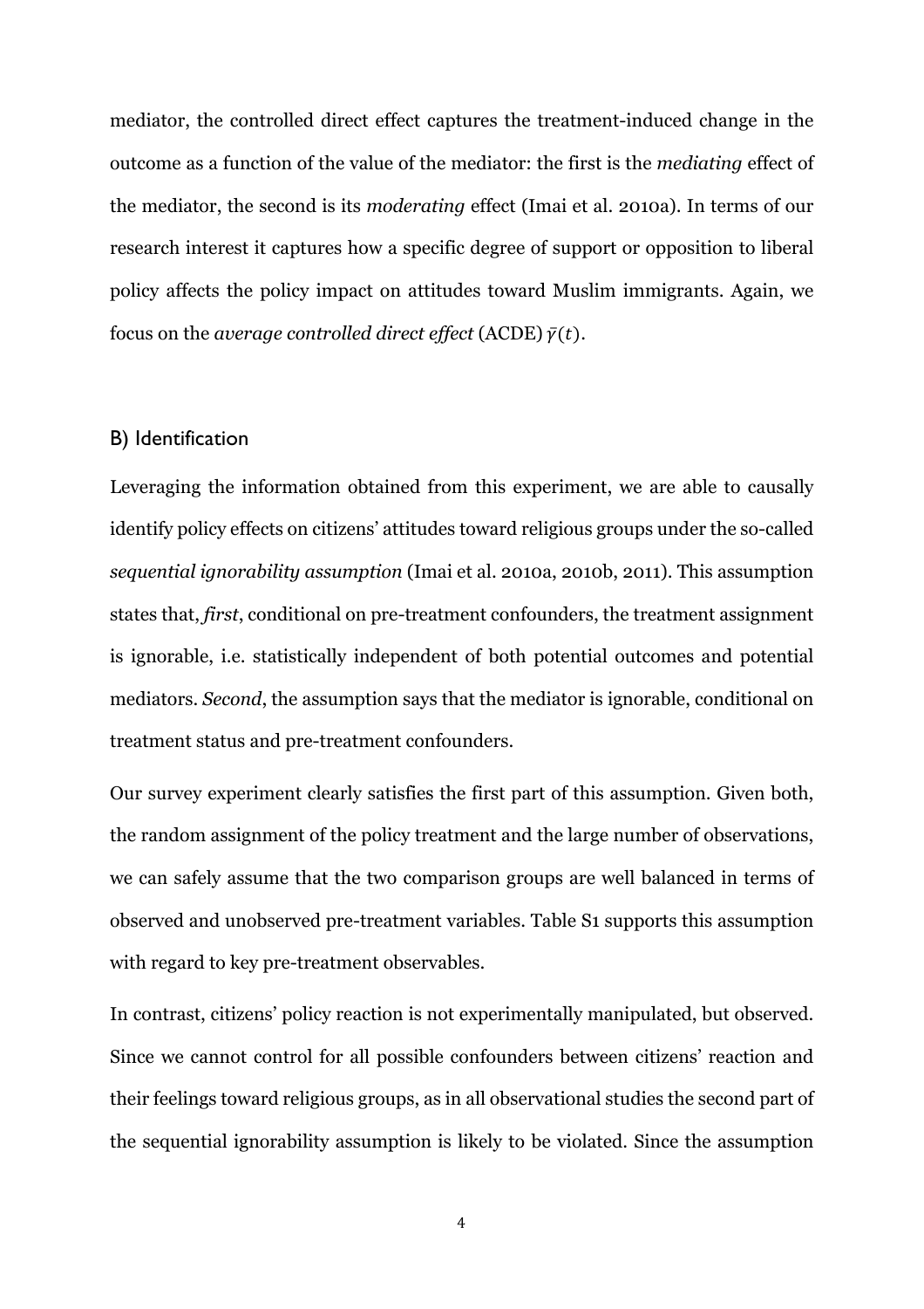mediator, the controlled direct effect captures the treatment-induced change in the outcome as a function of the value of the mediator: the first is the *mediating* effect of the mediator, the second is its *moderating* effect (Imai et al. 2010a). In terms of our research interest it captures how a specific degree of support or opposition to liberal policy affects the policy impact on attitudes toward Muslim immigrants. Again, we focus on the *average controlled direct effect* (ACDE) $\bar{\gamma}(t)$.

## B) Identification

Leveraging the information obtained from this experiment, we are able to causally identify policy effects on citizens' attitudes toward religious groups under the so-called *sequential ignorability assumption* (Imai et al. 2010a, 2010b, 2011). This assumption states that, ***first***, conditional on pre-treatment confounders, the treatment assignment is ignorable, i.e. statistically independent of both potential outcomes and potential mediators. *Second*, the assumption says that the mediator is ignorable, conditional on treatment status and pre-treatment confounders.

Our survey experiment clearly satisfies the first part of this assumption. Given both, the random assignment of the policy treatment and the large number of observations, we can safely assume that the two comparison groups are well balanced in terms of observed and unobserved pre-treatment variables. Table S1 supports this assumption with regard to key pre-treatment observables.

In contrast, citizens' policy reaction is not experimentally manipulated, but observed. Since we cannot control for all possible confounders between citizens' reaction and their feelings toward religious groups, as in all observational studies the second part of the sequential ignorability assumption is likely to be violated. Since the assumption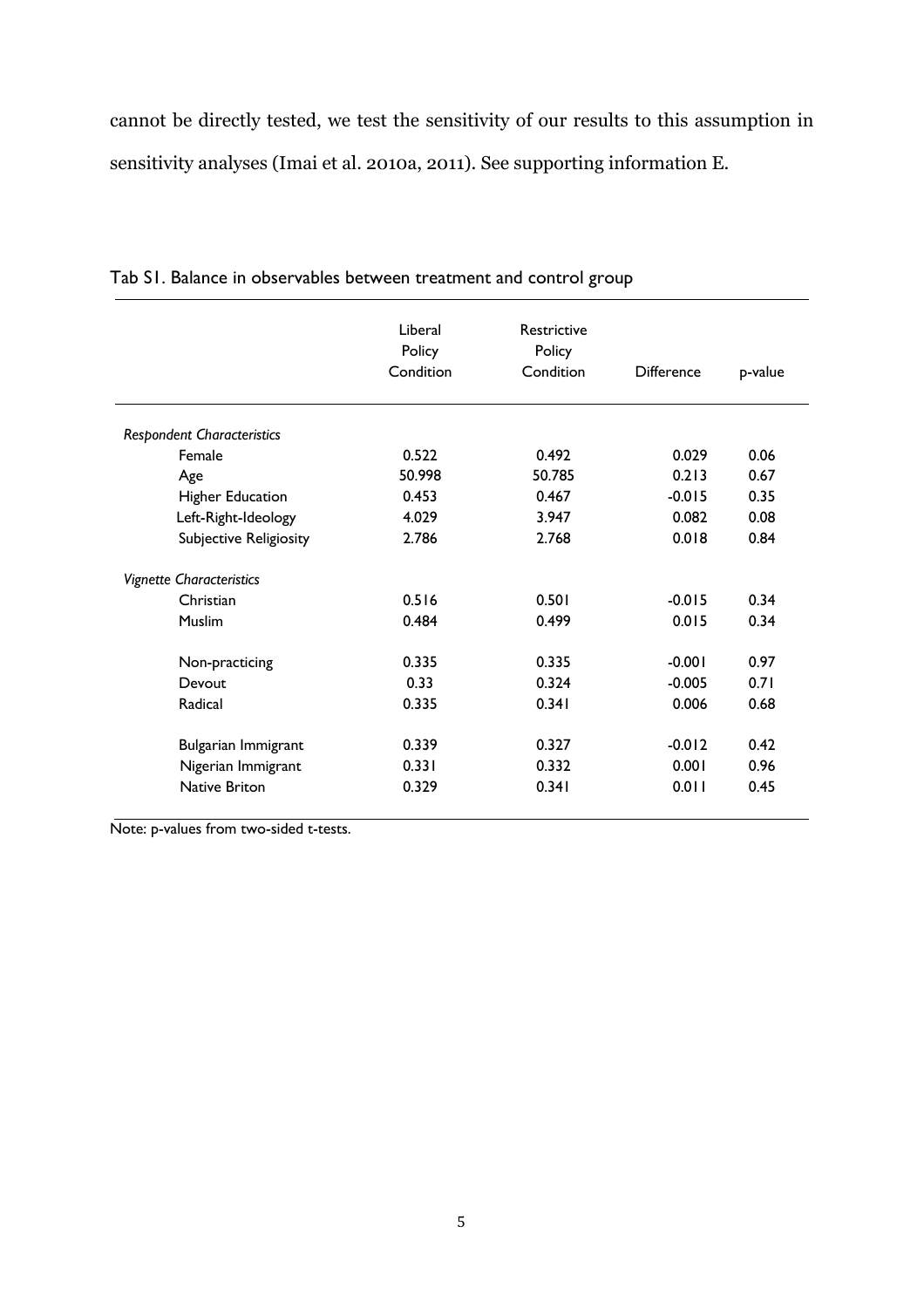cannot be directly tested, we test the sensitivity of our results to this assumption in sensitivity analyses (Imai et al. 2010a, 2011). See supporting information E.

Tab S1. Balance in observables between treatment and control group

| | Liberal Policy Condition | Restrictive Policy Condition | Difference | p-value |
|---|---|---|---|---|
| *Respondent Characteristics* | | | | |
| Female | 0.522 | 0.492 | 0.029 | 0.06 |
| Age | 50.998 | 50.785 | 0.213 | 0.67 |
| Higher Education | 0.453 | 0.467 | -0.015 | 0.35 |
| Left-Right-Ideology | 4.029 | 3.947 | 0.082 | 0.08 |
| Subjective Religiosity | 2.786 | 2.768 | 0.018 | 0.84 |
| *Vignette Characteristics* | | | | |
| Christian | 0.516 | 0.501 | -0.015 | 0.34 |
| Muslim | 0.484 | 0.499 | 0.015 | 0.34 |
| Non-practicing | 0.335 | 0.335 | -0.001 | 0.97 |
| Devout | 0.33 | 0.324 | -0.005 | 0.71 |
| Radical | 0.335 | 0.341 | 0.006 | 0.68 |
| Bulgarian Immigrant | 0.339 | 0.327 | -0.012 | 0.42 |
| Nigerian Immigrant | 0.331 | 0.332 | 0.001 | 0.96 |
| Native Briton | 0.329 | 0.341 | 0.011 | 0.45 |

Note: p-values from two-sided t-tests.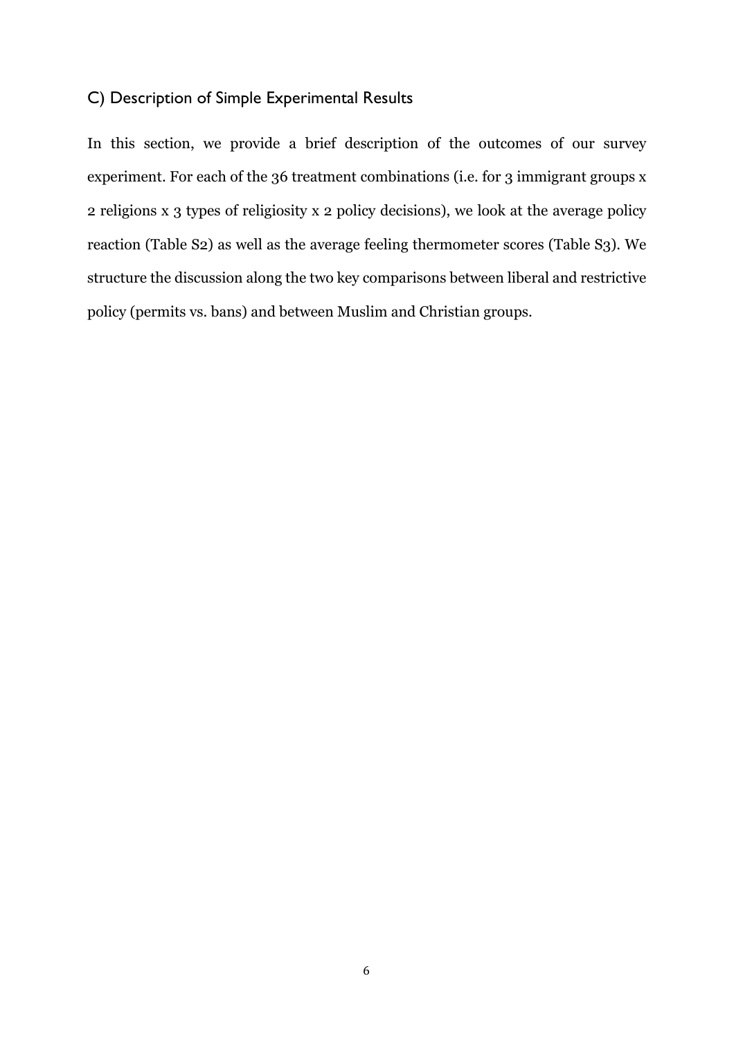## C) Description of Simple Experimental Results

In this section, we provide a brief description of the outcomes of our survey experiment. For each of the 36 treatment combinations (i.e. for 3 immigrant groups x 2 religions x 3 types of religiosity x 2 policy decisions), we look at the average policy reaction (Table S2) as well as the average feeling thermometer scores (Table S3). We structure the discussion along the two key comparisons between liberal and restrictive policy (permits vs. bans) and between Muslim and Christian groups.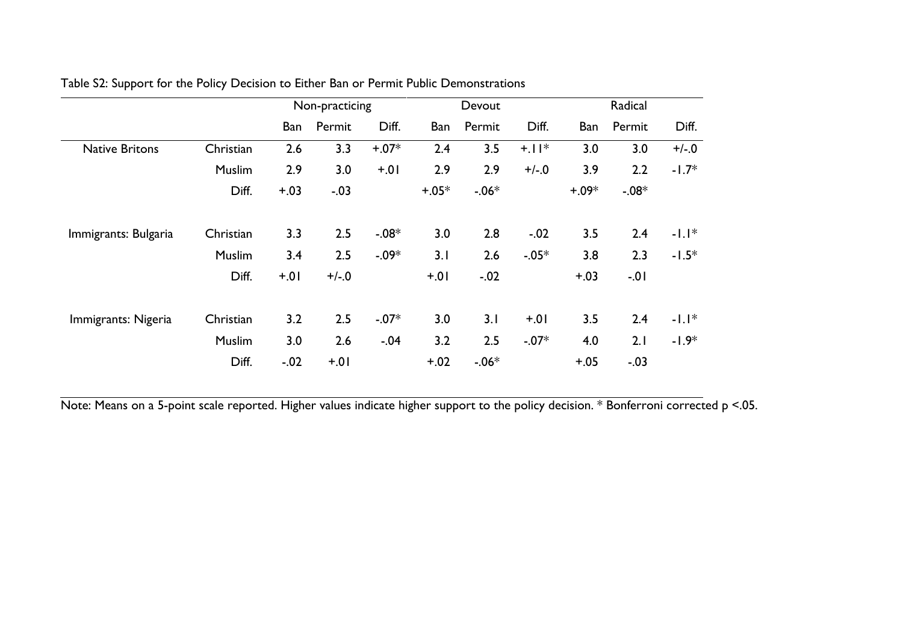Table S2: Support for the Policy Decision to Either Ban or Permit Public Demonstrations

| | | Non-practicing | | | Devout | | | Radical | | |
|---|---|---|---|---|---|---|---|---|---|---|
| | | Ban | Permit | Diff. | Ban | Permit | Diff. | Ban | Permit | Diff. |
| Native Britons | Christian | 2.6 | 3.3 | +.07* | 2.4 | 3.5 | +.11* | 3.0 | 3.0 | +/-.0 |
| | Muslim | 2.9 | 3.0 | +.01 | 2.9 | 2.9 | +/-.0 | 3.9 | 2.2 | -1.7* |
| | Diff. | +.03 | -.03 | | +.05* | -.06* | | +.09* | -.08* | |
| Immigrants: Bulgaria | Christian | 3.3 | 2.5 | -.08* | 3.0 | 2.8 | -.02 | 3.5 | 2.4 | -1.1* |
| | Muslim | 3.4 | 2.5 | -.09* | 3.1 | 2.6 | -.05* | 3.8 | 2.3 | -1.5* |
| | Diff. | +.01 | +/-.0 | | +.01 | -.02 | | +.03 | -.01 | |
| Immigrants: Nigeria | Christian | 3.2 | 2.5 | -.07* | 3.0 | 3.1 | +.01 | 3.5 | 2.4 | -1.1* |
| | Muslim | 3.0 | 2.6 | -.04 | 3.2 | 2.5 | -.07* | 4.0 | 2.1 | -1.9* |
| | Diff. | -.02 | +.01 | | +.02 | -.06* | | +.05 | -.03 | |

Note: Means on a 5-point scale reported. Higher values indicate higher support to the policy decision. * Bonferroni corrected p <.05.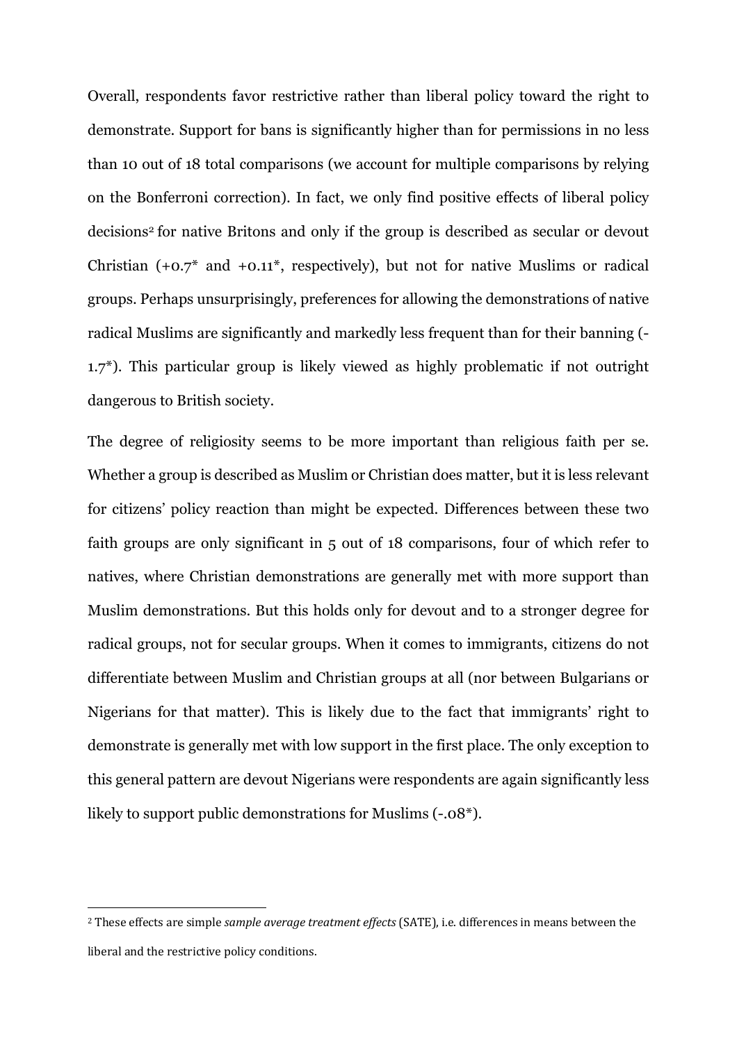Overall, respondents favor restrictive rather than liberal policy toward the right to demonstrate. Support for bans is significantly higher than for permissions in no less than 10 out of 18 total comparisons (we account for multiple comparisons by relying on the Bonferroni correction). In fact, we only find positive effects of liberal policy decisions[2] for native Britons and only if the group is described as secular or devout Christian (+0.7* and +0.11*, respectively), but not for native Muslims or radical groups. Perhaps unsurprisingly, preferences for allowing the demonstrations of native radical Muslims are significantly and markedly less frequent than for their banning (-1.7*). This particular group is likely viewed as highly problematic if not outright dangerous to British society.

The degree of religiosity seems to be more important than religious faith per se. Whether a group is described as Muslim or Christian does matter, but it is less relevant for citizens' policy reaction than might be expected. Differences between these two faith groups are only significant in 5 out of 18 comparisons, four of which refer to natives, where Christian demonstrations are generally met with more support than Muslim demonstrations. But this holds only for devout and to a stronger degree for radical groups, not for secular groups. When it comes to immigrants, citizens do not differentiate between Muslim and Christian groups at all (nor between Bulgarians or Nigerians for that matter). This is likely due to the fact that immigrants' right to demonstrate is generally met with low support in the first place. The only exception to this general pattern are devout Nigerians were respondents are again significantly less likely to support public demonstrations for Muslims (-.08*).

[2] These effects are simple *sample average treatment effects* (SATE), i.e. differences in means between the liberal and the restrictive policy conditions.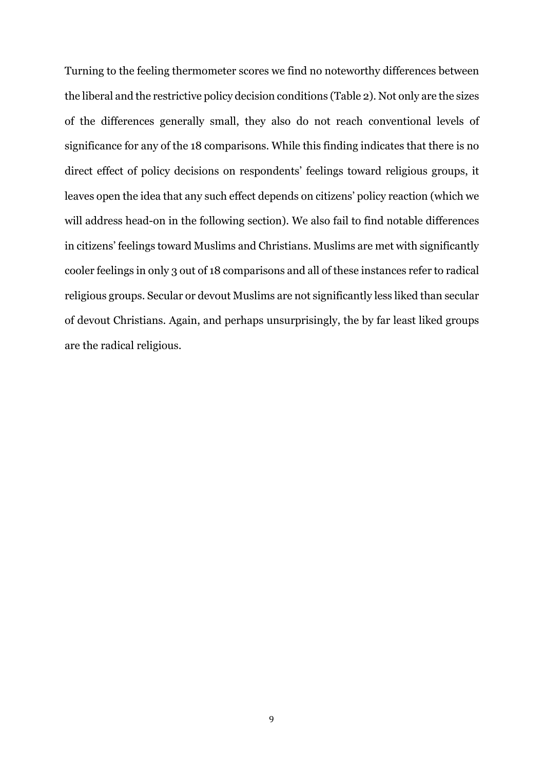Turning to the feeling thermometer scores we find no noteworthy differences between the liberal and the restrictive policy decision conditions (Table 2). Not only are the sizes of the differences generally small, they also do not reach conventional levels of significance for any of the 18 comparisons. While this finding indicates that there is no direct effect of policy decisions on respondents' feelings toward religious groups, it leaves open the idea that any such effect depends on citizens' policy reaction (which we will address head-on in the following section). We also fail to find notable differences in citizens' feelings toward Muslims and Christians. Muslims are met with significantly cooler feelings in only 3 out of 18 comparisons and all of these instances refer to radical religious groups. Secular or devout Muslims are not significantly less liked than secular of devout Christians. Again, and perhaps unsurprisingly, the by far least liked groups are the radical religious.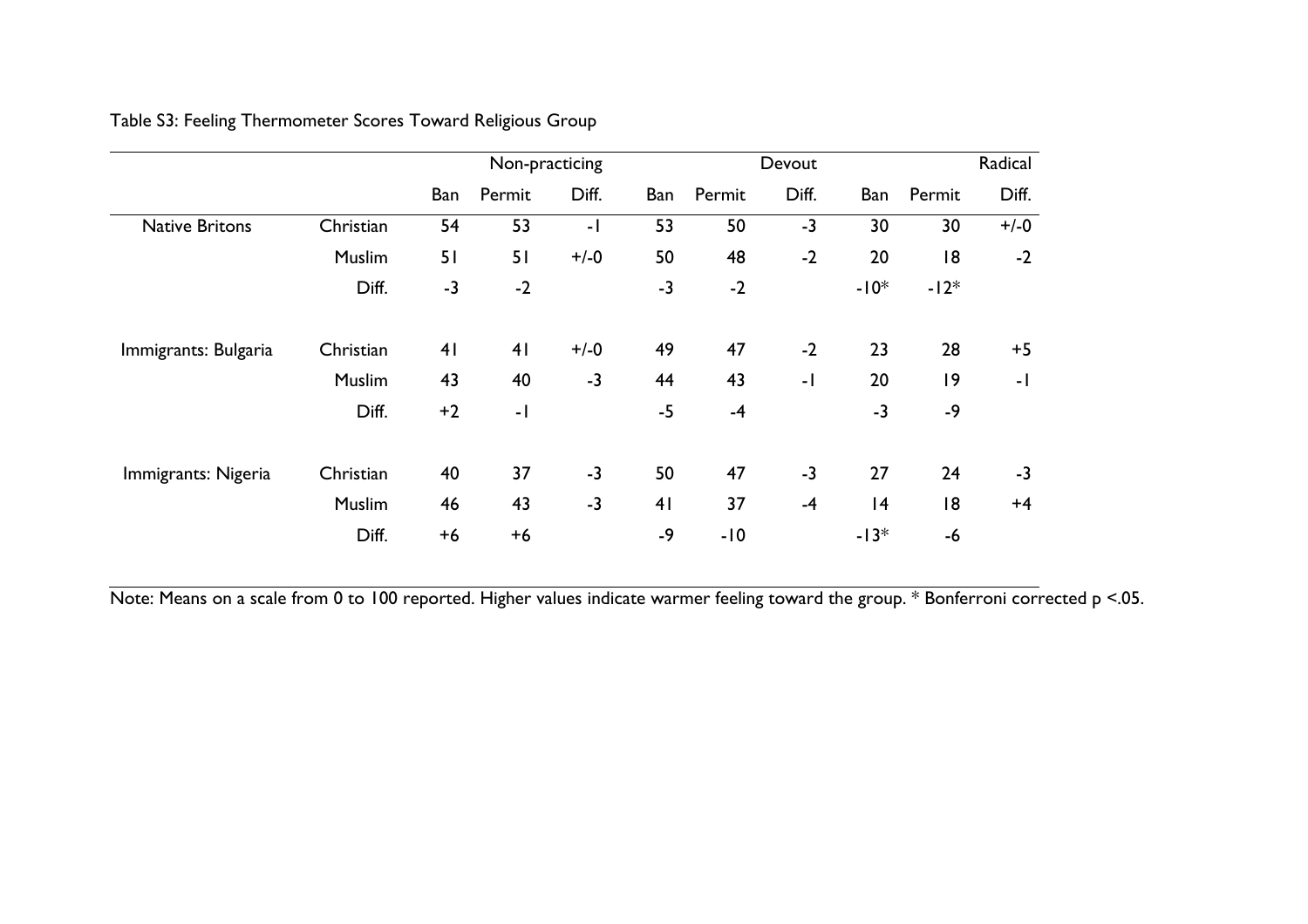Table S3: Feeling Thermometer Scores Toward Religious Group

| | | Non-practicing | | | Devout | | | Radical | | |
|---|---|---|---|---|---|---|---|---|---|---|
| | | Ban | Permit | Diff. | Ban | Permit | Diff. | Ban | Permit | Diff. |
| Native Britons | Christian | 54 | 53 | -1 | 53 | 50 | -3 | 30 | 30 | +/-0 |
| | Muslim | 51 | 51 | +/-0 | 50 | 48 | -2 | 20 | 18 | -2 |
| | Diff. | -3 | -2 | | -3 | -2 | | -10* | -12* | |
| Immigrants: Bulgaria | Christian | 41 | 41 | +/-0 | 49 | 47 | -2 | 23 | 28 | +5 |
| | Muslim | 43 | 40 | -3 | 44 | 43 | -1 | 20 | 19 | -1 |
| | Diff. | +2 | -1 | | -5 | -4 | | -3 | -9 | |
| Immigrants: Nigeria | Christian | 40 | 37 | -3 | 50 | 47 | -3 | 27 | 24 | -3 |
| | Muslim | 46 | 43 | -3 | 41 | 37 | -4 | 14 | 18 | +4 |
| | Diff. | +6 | +6 | | -9 | -10 | | -13* | -6 | |

Note: Means on a scale from 0 to 100 reported. Higher values indicate warmer feeling toward the group. * Bonferroni corrected $p < .05$.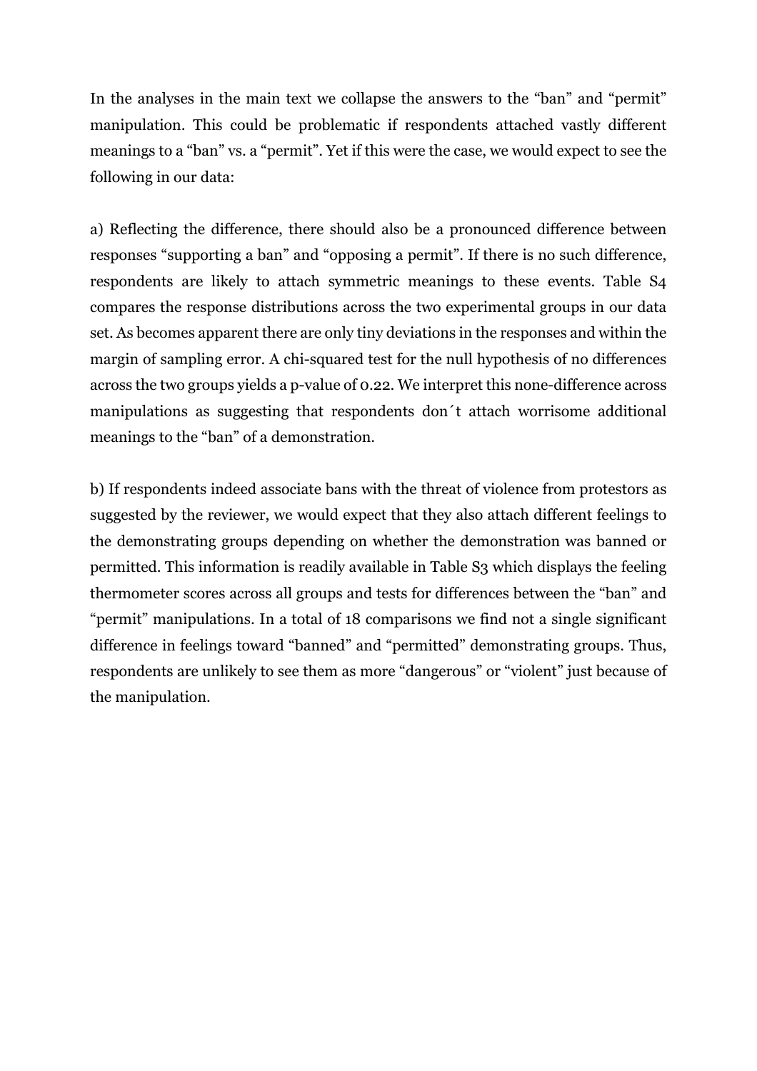In the analyses in the main text we collapse the answers to the "ban" and "permit" manipulation. This could be problematic if respondents attached vastly different meanings to a "ban" vs. a "permit". Yet if this were the case, we would expect to see the following in our data:

a) Reflecting the difference, there should also be a pronounced difference between responses "supporting a ban" and "opposing a permit". If there is no such difference, respondents are likely to attach symmetric meanings to these events. Table S4 compares the response distributions across the two experimental groups in our data set. As becomes apparent there are only tiny deviations in the responses and within the margin of sampling error. A chi-squared test for the null hypothesis of no differences across the two groups yields a p-value of 0.22. We interpret this none-difference across manipulations as suggesting that respondents don´t attach worrisome additional meanings to the "ban" of a demonstration.

b) If respondents indeed associate bans with the threat of violence from protestors as suggested by the reviewer, we would expect that they also attach different feelings to the demonstrating groups depending on whether the demonstration was banned or permitted. This information is readily available in Table S3 which displays the feeling thermometer scores across all groups and tests for differences between the "ban" and "permit" manipulations. In a total of 18 comparisons we find not a single significant difference in feelings toward "banned" and "permitted" demonstrating groups. Thus, respondents are unlikely to see them as more "dangerous" or "violent" just because of the manipulation.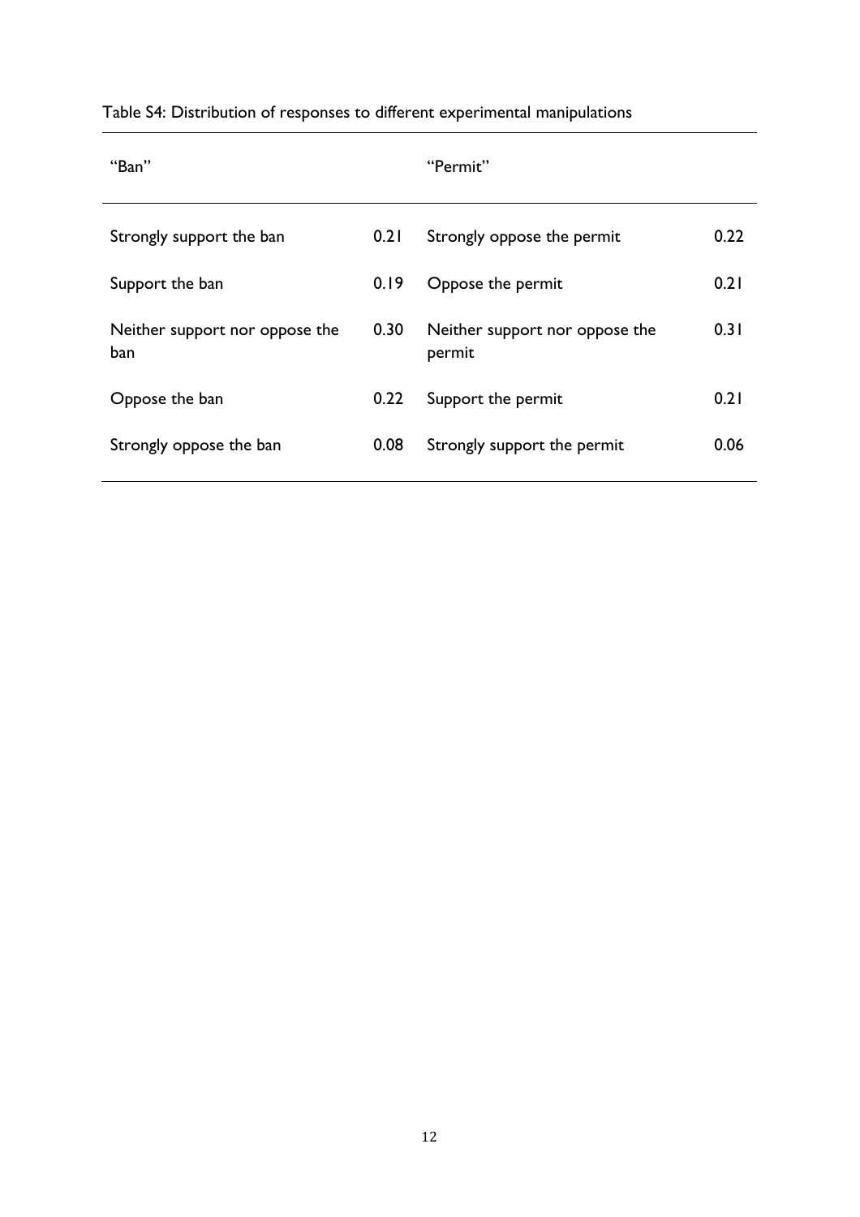Table S4: Distribution of responses to different experimental manipulations

| "Ban" | | "Permit" | |
|---|---|---|---|
| Strongly support the ban | 0.21 | Strongly oppose the permit | 0.22 |
| Support the ban | 0.19 | Oppose the permit | 0.21 |
| Neither support nor oppose the ban | 0.30 | Neither support nor oppose the permit | 0.31 |
| Oppose the ban | 0.22 | Support the permit | 0.21 |
| Strongly oppose the ban | 0.08 | Strongly support the permit | 0.06 |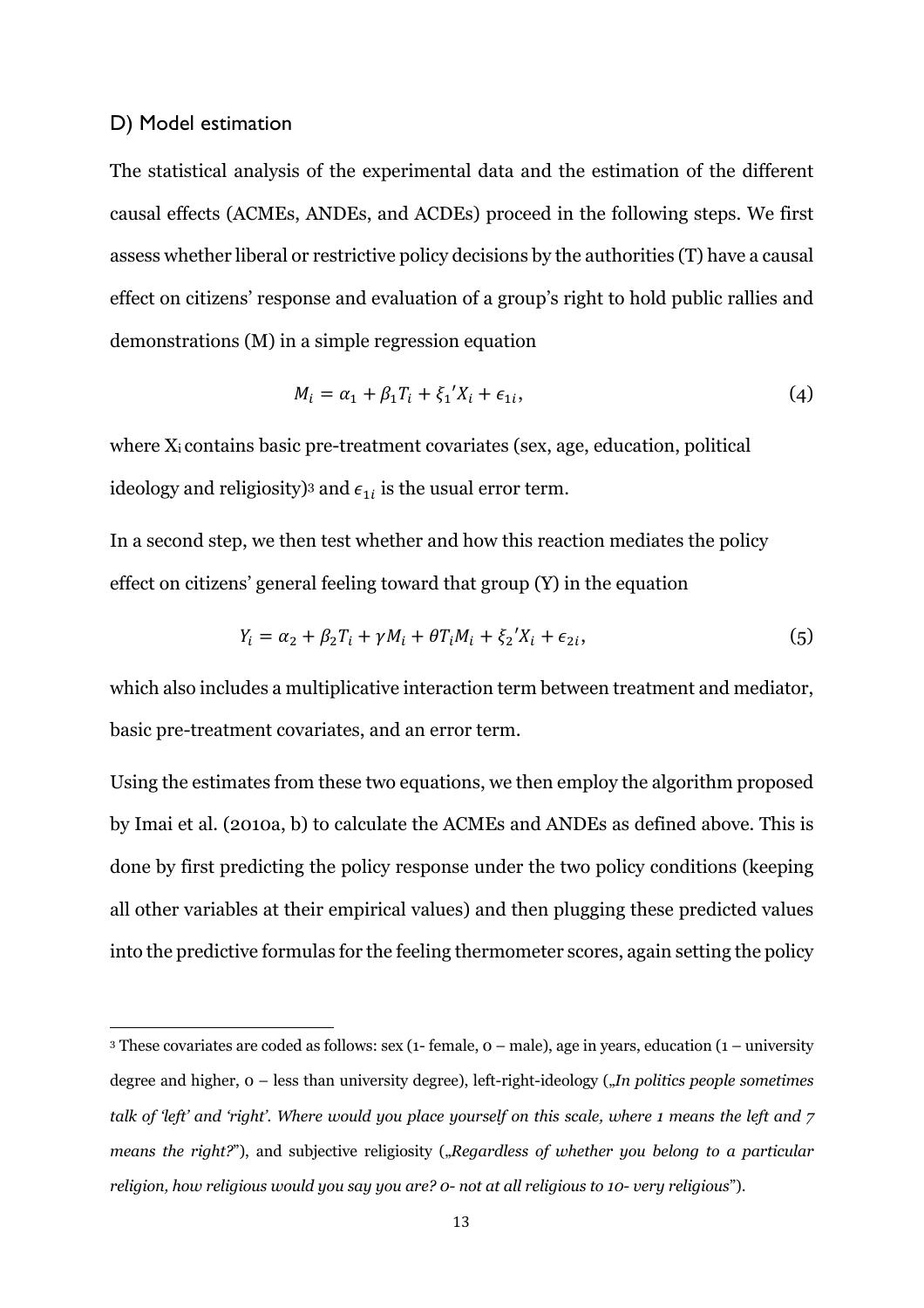### D) Model estimation

The statistical analysis of the experimental data and the estimation of the different causal effects (ACMEs, ANDEs, and ACDEs) proceed in the following steps. We first assess whether liberal or restrictive policy decisions by the authorities (T) have a causal effect on citizens' response and evaluation of a group's right to hold public rallies and demonstrations (M) in a simple regression equation

$$M_i = \alpha_1 + \beta_1 T_i + \xi_1{}' X_i + \epsilon_{1i}, \tag{4}$$

where $X_i$ contains basic pre-treatment covariates (sex, age, education, political ideology and religiosity)[3] and $\epsilon_{1i}$ is the usual error term.

In a second step, we then test whether and how this reaction mediates the policy effect on citizens' general feeling toward that group (Y) in the equation

$$Y_i = \alpha_2 + \beta_2 T_i + \gamma M_i + \theta T_i M_i + \xi_2{}' X_i + \epsilon_{2i}, \tag{5}$$

which also includes a multiplicative interaction term between treatment and mediator, basic pre-treatment covariates, and an error term.

Using the estimates from these two equations, we then employ the algorithm proposed by Imai et al. (2010a, b) to calculate the ACMEs and ANDEs as defined above. This is done by first predicting the policy response under the two policy conditions (keeping all other variables at their empirical values) and then plugging these predicted values into the predictive formulas for the feeling thermometer scores, again setting the policy

---

[3] These covariates are coded as follows: sex (1- female, 0 – male), age in years, education (1 – university degree and higher, 0 – less than university degree), left-right-ideology („*In politics people sometimes talk of 'left' and 'right'. Where would you place yourself on this scale, where 1 means the left and 7 means the right?*"), and subjective religiosity („*Regardless of whether you belong to a particular religion, how religious would you say you are? 0- not at all religious to 10- very religious*").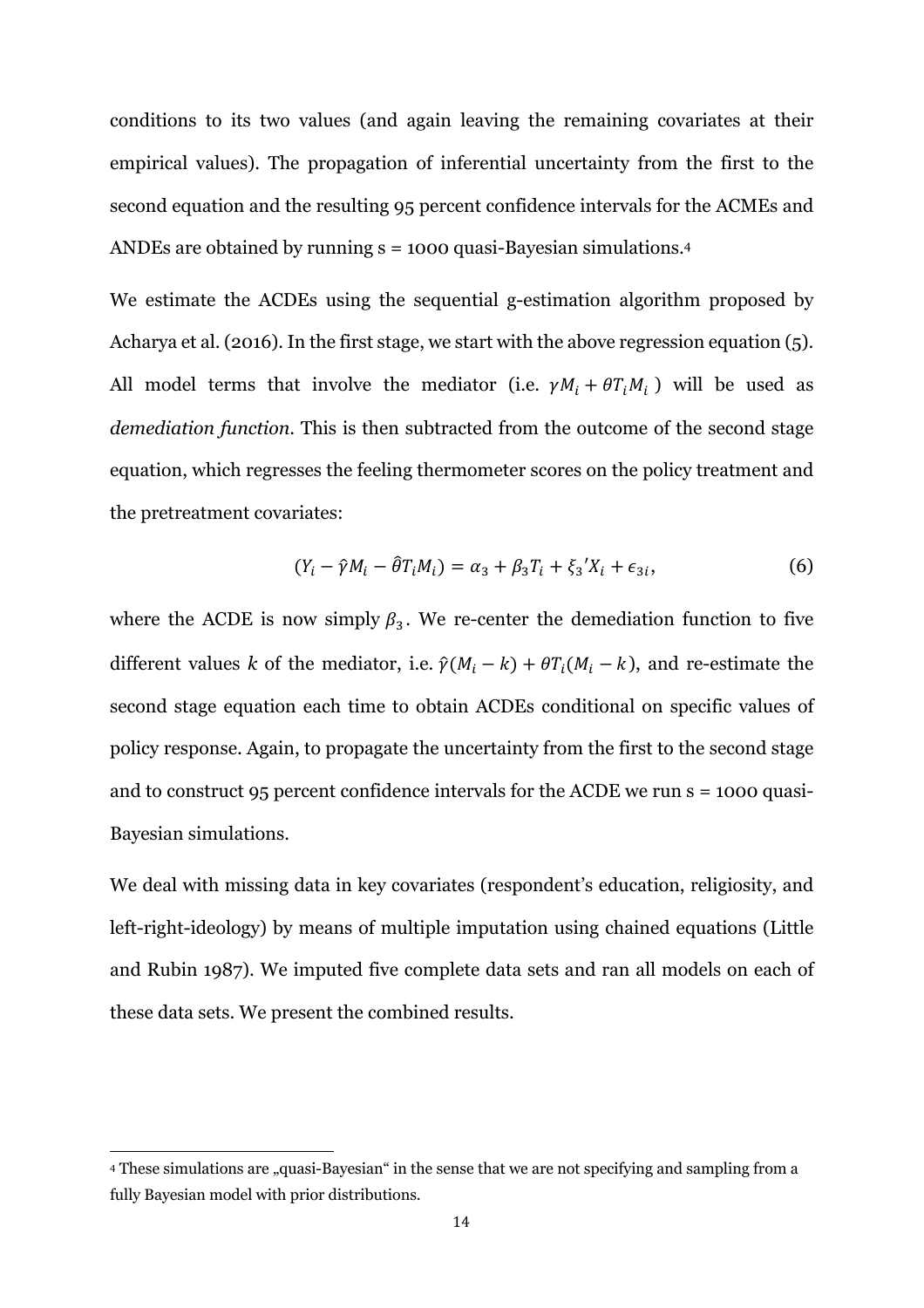conditions to its two values (and again leaving the remaining covariates at their empirical values). The propagation of inferential uncertainty from the first to the second equation and the resulting 95 percent confidence intervals for the ACMEs and ANDEs are obtained by running s = 1000 quasi-Bayesian simulations.[4]

We estimate the ACDEs using the sequential g-estimation algorithm proposed by Acharya et al. (2016). In the first stage, we start with the above regression equation (5). All model terms that involve the mediator (i.e. $\gamma M_i + \theta T_i M_i$) will be used as *demediation function*. This is then subtracted from the outcome of the second stage equation, which regresses the feeling thermometer scores on the policy treatment and the pretreatment covariates:

$$(Y_i - \hat{\gamma} M_i - \hat{\theta} T_i M_i) = \alpha_3 + \beta_3 T_i + \xi_3{}' X_i + \epsilon_{3i}, \tag{6}$$

where the ACDE is now simply $\beta_3$. We re-center the demediation function to five different values $k$ of the mediator, i.e. $\hat{\gamma}(M_i - k) + \theta T_i(M_i - k)$, and re-estimate the second stage equation each time to obtain ACDEs conditional on specific values of policy response. Again, to propagate the uncertainty from the first to the second stage and to construct 95 percent confidence intervals for the ACDE we run s = 1000 quasi-Bayesian simulations.

We deal with missing data in key covariates (respondent's education, religiosity, and left-right-ideology) by means of multiple imputation using chained equations (Little and Rubin 1987). We imputed five complete data sets and ran all models on each of these data sets. We present the combined results.

[4] These simulations are „quasi-Bayesian" in the sense that we are not specifying and sampling from a fully Bayesian model with prior distributions.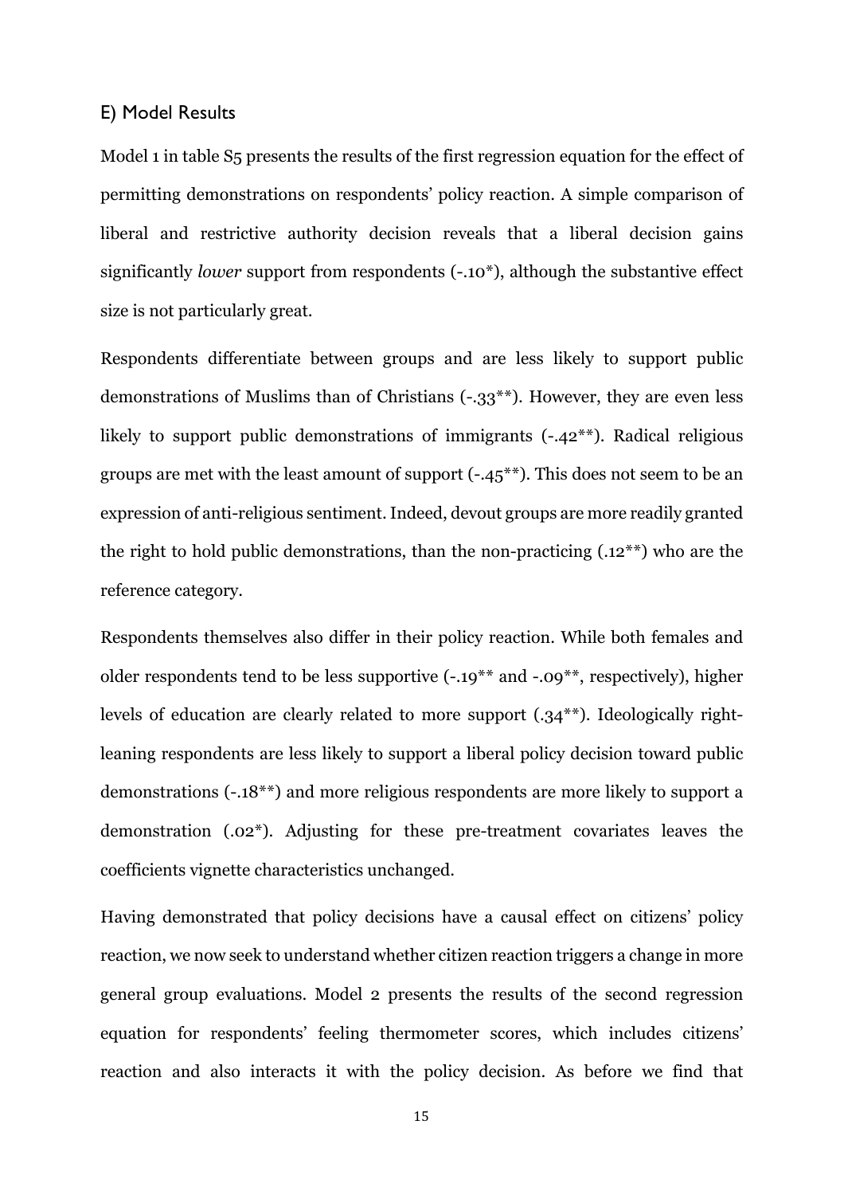## E) Model Results

Model 1 in table S5 presents the results of the first regression equation for the effect of permitting demonstrations on respondents' policy reaction. A simple comparison of liberal and restrictive authority decision reveals that a liberal decision gains significantly *lower* support from respondents (-.10*), although the substantive effect size is not particularly great.

Respondents differentiate between groups and are less likely to support public demonstrations of Muslims than of Christians (-.33**). However, they are even less likely to support public demonstrations of immigrants (-.42**). Radical religious groups are met with the least amount of support (-.45**). This does not seem to be an expression of anti-religious sentiment. Indeed, devout groups are more readily granted the right to hold public demonstrations, than the non-practicing (.12**) who are the reference category.

Respondents themselves also differ in their policy reaction. While both females and older respondents tend to be less supportive (-.19** and -.09**, respectively), higher levels of education are clearly related to more support (.34**). Ideologically right-leaning respondents are less likely to support a liberal policy decision toward public demonstrations (-.18**) and more religious respondents are more likely to support a demonstration (.02*). Adjusting for these pre-treatment covariates leaves the coefficients vignette characteristics unchanged.

Having demonstrated that policy decisions have a causal effect on citizens' policy reaction, we now seek to understand whether citizen reaction triggers a change in more general group evaluations. Model 2 presents the results of the second regression equation for respondents' feeling thermometer scores, which includes citizens' reaction and also interacts it with the policy decision. As before we find that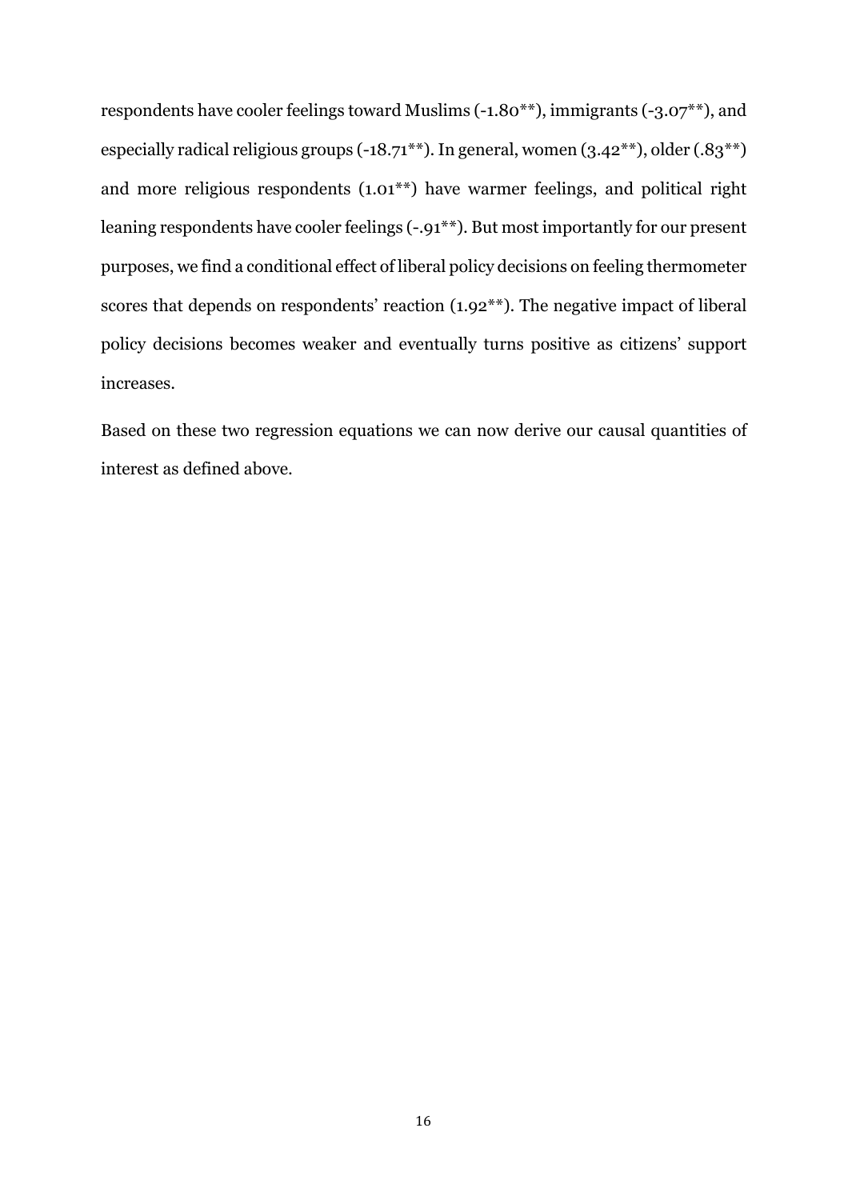respondents have cooler feelings toward Muslims (-1.80**), immigrants (-3.07**), and especially radical religious groups (-18.71**). In general, women (3.42**), older (.83**) and more religious respondents (1.01**) have warmer feelings, and political right leaning respondents have cooler feelings (-.91**). But most importantly for our present purposes, we find a conditional effect of liberal policy decisions on feeling thermometer scores that depends on respondents' reaction (1.92**). The negative impact of liberal policy decisions becomes weaker and eventually turns positive as citizens' support increases.

Based on these two regression equations we can now derive our causal quantities of interest as defined above.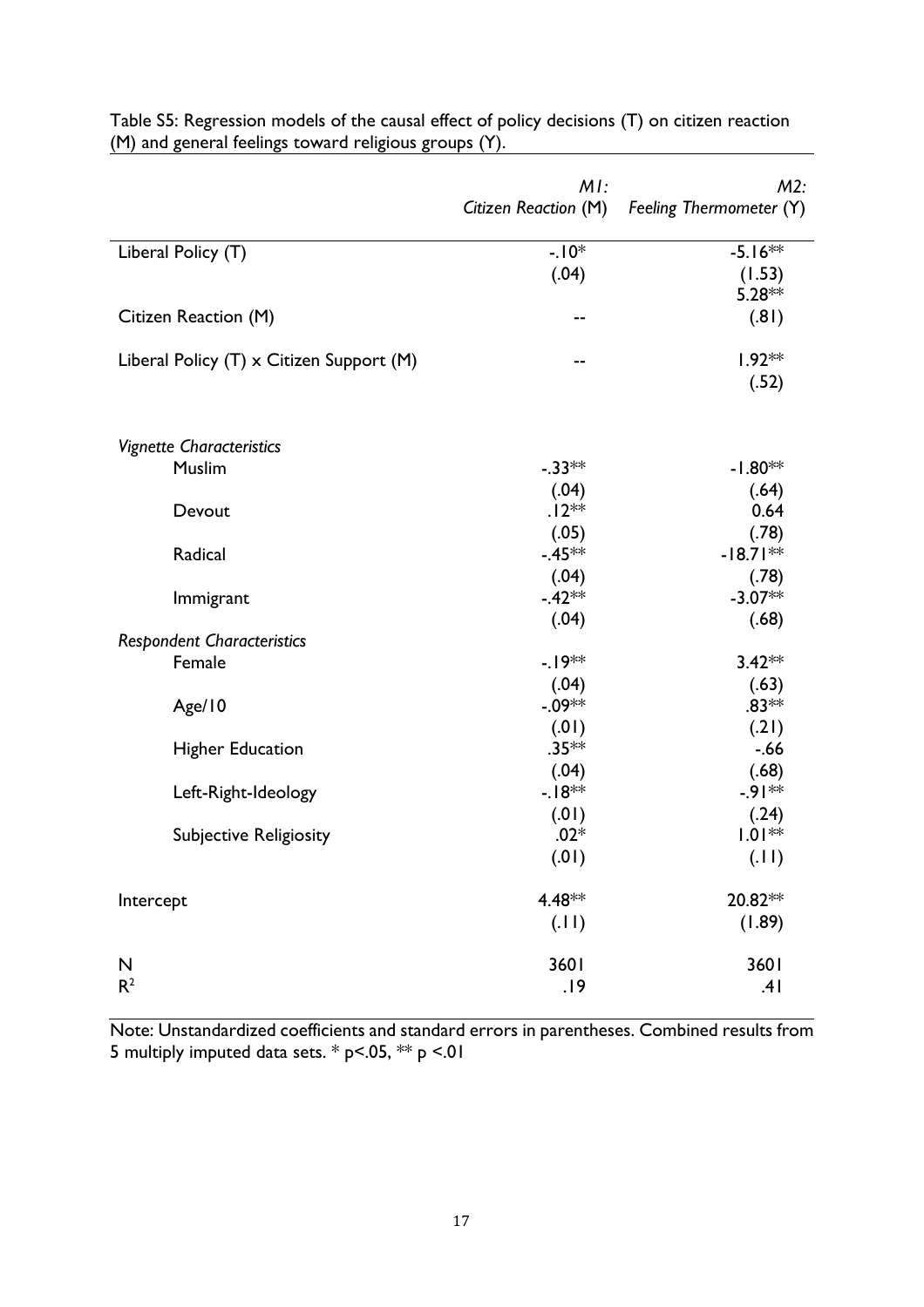Table S5: Regression models of the causal effect of policy decisions (T) on citizen reaction (M) and general feelings toward religious groups (Y).

| | *M1: Citizen Reaction* (M) | *M2: Feeling Thermometer* (Y) |
|---|---|---|
| Liberal Policy (T) | -.10* | -5.16** |
| | (.04) | (1.53) |
| Citizen Reaction (M) | -- | 5.28** |
| | | (.81) |
| Liberal Policy (T) x Citizen Support (M) | -- | 1.92** |
| | | (.52) |
| *Vignette Characteristics* | | |
| Muslim | -.33** | -1.80** |
| | (.04) | (.64) |
| Devout | .12** | 0.64 |
| | (.05) | (.78) |
| Radical | -.45** | -18.71** |
| | (.04) | (.78) |
| Immigrant | -.42** | -3.07** |
| | (.04) | (.68) |
| *Respondent Characteristics* | | |
| Female | -.19** | 3.42** |
| | (.04) | (.63) |
| Age/10 | -.09** | .83** |
| | (.01) | (.21) |
| Higher Education | .35** | -.66 |
| | (.04) | (.68) |
| Left-Right-Ideology | -.18** | -.91** |
| | (.01) | (.24) |
| Subjective Religiosity | .02* | 1.01** |
| | (.01) | (.11) |
| Intercept | 4.48** | 20.82** |
| | (.11) | (1.89) |
| N | 3601 | 3601 |
| $R^2$ | .19 | .41 |

Note: Unstandardized coefficients and standard errors in parentheses. Combined results from 5 multiply imputed data sets. * $p<.05$, ** $p<.01$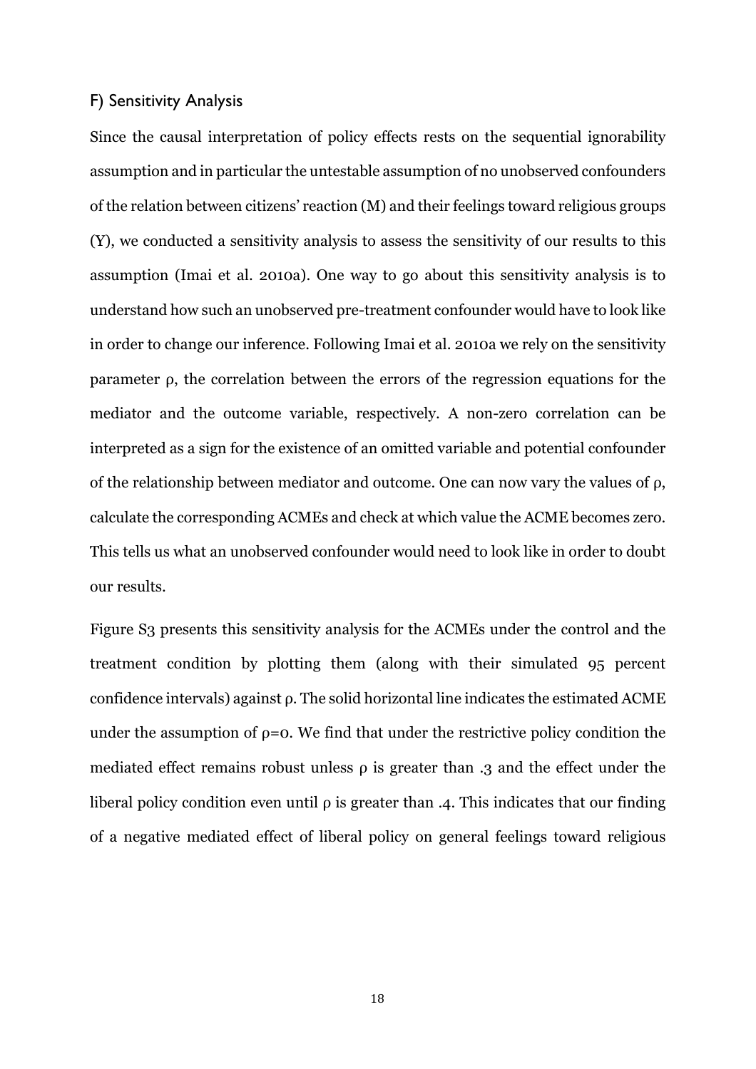## F) Sensitivity Analysis

Since the causal interpretation of policy effects rests on the sequential ignorability assumption and in particular the untestable assumption of no unobserved confounders of the relation between citizens' reaction (M) and their feelings toward religious groups (Y), we conducted a sensitivity analysis to assess the sensitivity of our results to this assumption (Imai et al. 2010a). One way to go about this sensitivity analysis is to understand how such an unobserved pre-treatment confounder would have to look like in order to change our inference. Following Imai et al. 2010a we rely on the sensitivity parameter $\rho$, the correlation between the errors of the regression equations for the mediator and the outcome variable, respectively. A non-zero correlation can be interpreted as a sign for the existence of an omitted variable and potential confounder of the relationship between mediator and outcome. One can now vary the values of $\rho$, calculate the corresponding ACMEs and check at which value the ACME becomes zero. This tells us what an unobserved confounder would need to look like in order to doubt our results.

Figure S3 presents this sensitivity analysis for the ACMEs under the control and the treatment condition by plotting them (along with their simulated 95 percent confidence intervals) against $\rho$. The solid horizontal line indicates the estimated ACME under the assumption of $\rho=0$. We find that under the restrictive policy condition the mediated effect remains robust unless $\rho$ is greater than .3 and the effect under the liberal policy condition even until $\rho$ is greater than .4. This indicates that our finding of a negative mediated effect of liberal policy on general feelings toward religious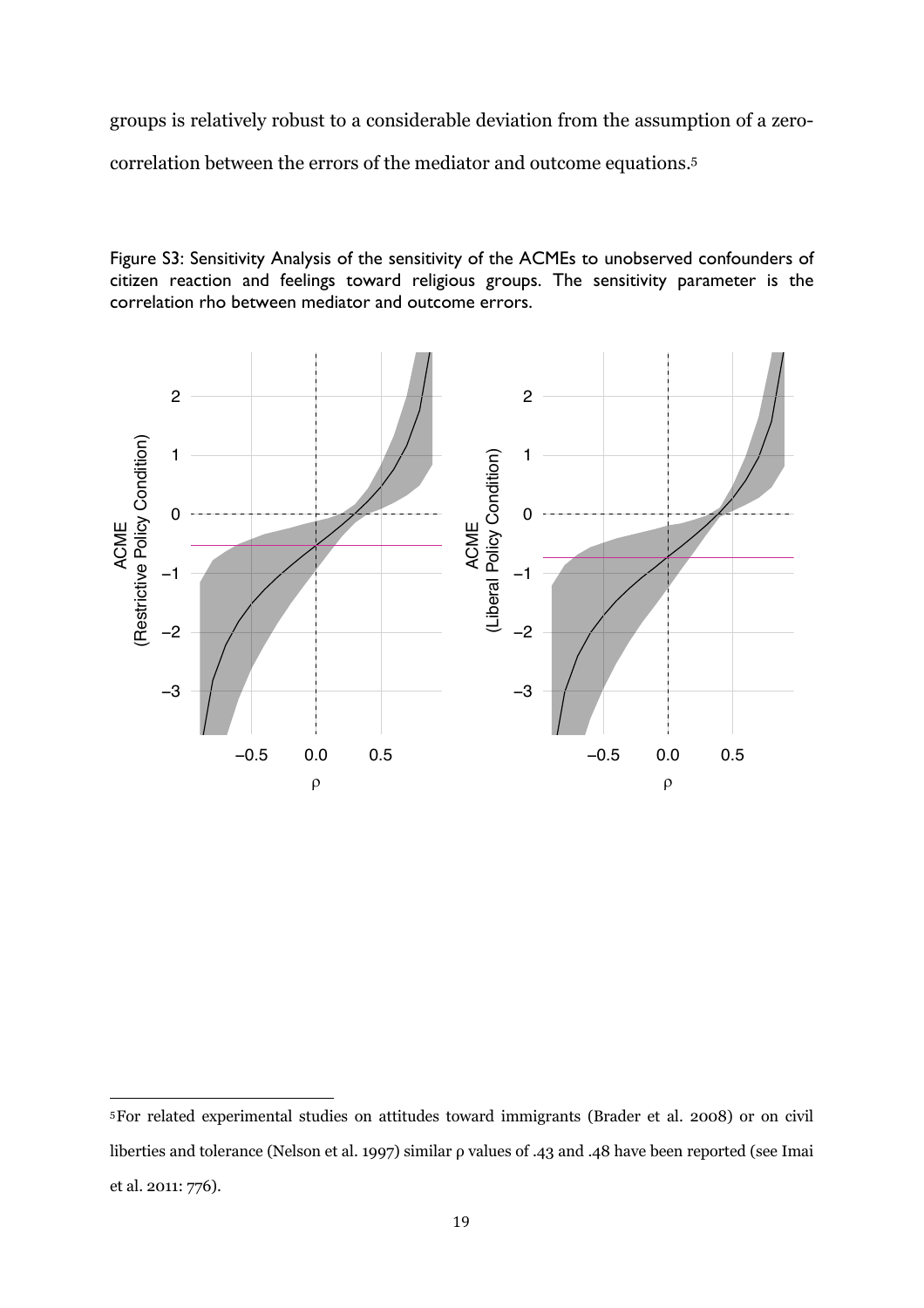groups is relatively robust to a considerable deviation from the assumption of a zero-correlation between the errors of the mediator and outcome equations.[5]

Figure S3: Sensitivity Analysis of the sensitivity of the ACMEs to unobserved confounders of citizen reaction and feelings toward religious groups. The sensitivity parameter is the correlation rho between mediator and outcome errors.

[5]For related experimental studies on attitudes toward immigrants (Brader et al. 2008) or on civil liberties and tolerance (Nelson et al. 1997) similar ρ values of .43 and .48 have been reported (see Imai et al. 2011: 776).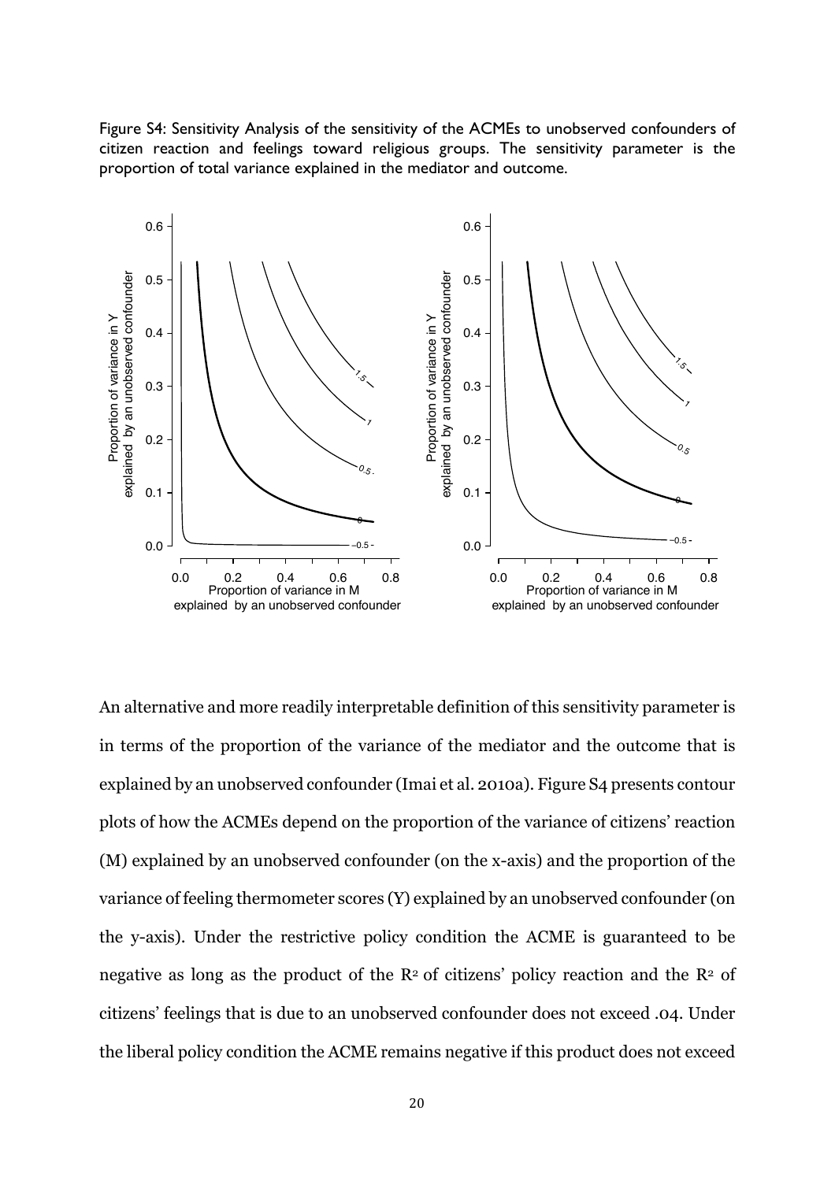Figure S4: Sensitivity Analysis of the sensitivity of the ACMEs to unobserved confounders of citizen reaction and feelings toward religious groups. The sensitivity parameter is the proportion of total variance explained in the mediator and outcome.

An alternative and more readily interpretable definition of this sensitivity parameter is in terms of the proportion of the variance of the mediator and the outcome that is explained by an unobserved confounder (Imai et al. 2010a). Figure S4 presents contour plots of how the ACMEs depend on the proportion of the variance of citizens' reaction (M) explained by an unobserved confounder (on the x-axis) and the proportion of the variance of feeling thermometer scores (Y) explained by an unobserved confounder (on the y-axis). Under the restrictive policy condition the ACME is guaranteed to be negative as long as the product of the $R^2$ of citizens' policy reaction and the $R^2$ of citizens' feelings that is due to an unobserved confounder does not exceed .04. Under the liberal policy condition the ACME remains negative if this product does not exceed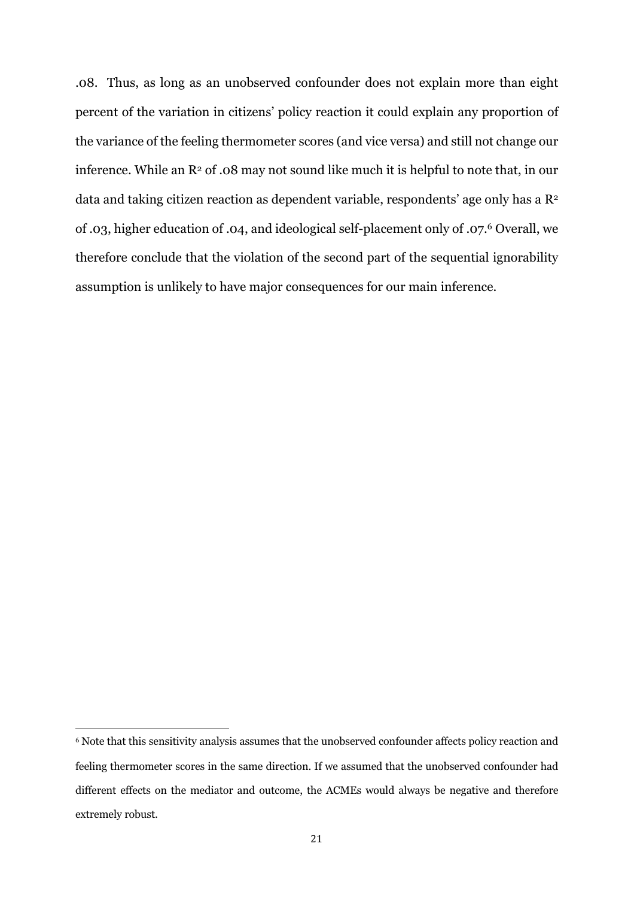.08. Thus, as long as an unobserved confounder does not explain more than eight percent of the variation in citizens' policy reaction it could explain any proportion of the variance of the feeling thermometer scores (and vice versa) and still not change our inference. While an $R^2$ of .08 may not sound like much it is helpful to note that, in our data and taking citizen reaction as dependent variable, respondents' age only has a $R^2$ of .03, higher education of .04, and ideological self-placement only of .07.[6] Overall, we therefore conclude that the violation of the second part of the sequential ignorability assumption is unlikely to have major consequences for our main inference.

---

[6] Note that this sensitivity analysis assumes that the unobserved confounder affects policy reaction and feeling thermometer scores in the same direction. If we assumed that the unobserved confounder had different effects on the mediator and outcome, the ACMEs would always be negative and therefore extremely robust.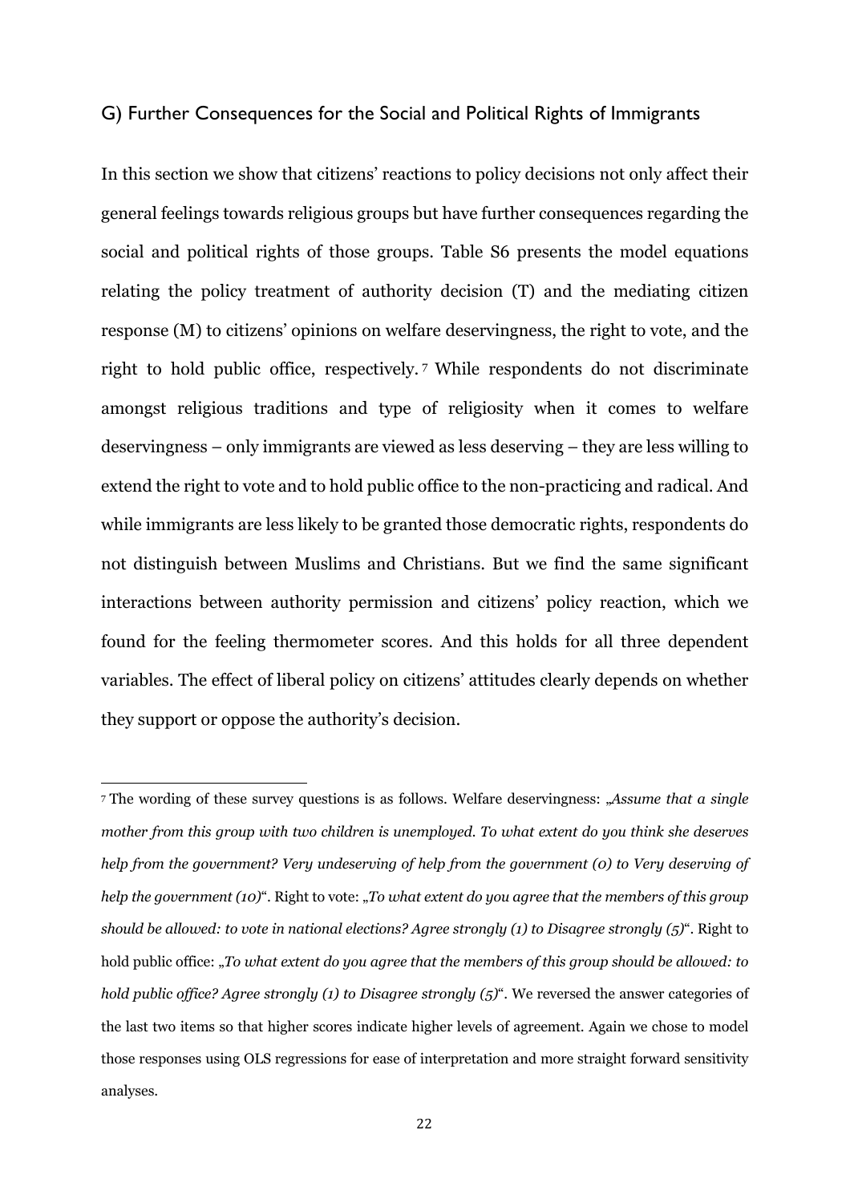## G) Further Consequences for the Social and Political Rights of Immigrants

In this section we show that citizens' reactions to policy decisions not only affect their general feelings towards religious groups but have further consequences regarding the social and political rights of those groups. Table S6 presents the model equations relating the policy treatment of authority decision (T) and the mediating citizen response (M) to citizens' opinions on welfare deservingness, the right to vote, and the right to hold public office, respectively.[7] While respondents do not discriminate amongst religious traditions and type of religiosity when it comes to welfare deservingness – only immigrants are viewed as less deserving – they are less willing to extend the right to vote and to hold public office to the non-practicing and radical. And while immigrants are less likely to be granted those democratic rights, respondents do not distinguish between Muslims and Christians. But we find the same significant interactions between authority permission and citizens' policy reaction, which we found for the feeling thermometer scores. And this holds for all three dependent variables. The effect of liberal policy on citizens' attitudes clearly depends on whether they support or oppose the authority's decision.

[7] The wording of these survey questions is as follows. Welfare deservingness: „*Assume that a single mother from this group with two children is unemployed. To what extent do you think she deserves help from the government? Very undeserving of help from the government (0) to Very deserving of help the government (10)*". Right to vote: „*To what extent do you agree that the members of this group should be allowed: to vote in national elections? Agree strongly (1) to Disagree strongly (5)*". Right to hold public office: „*To what extent do you agree that the members of this group should be allowed: to hold public office? Agree strongly (1) to Disagree strongly (5)*". We reversed the answer categories of the last two items so that higher scores indicate higher levels of agreement. Again we chose to model those responses using OLS regressions for ease of interpretation and more straight forward sensitivity analyses.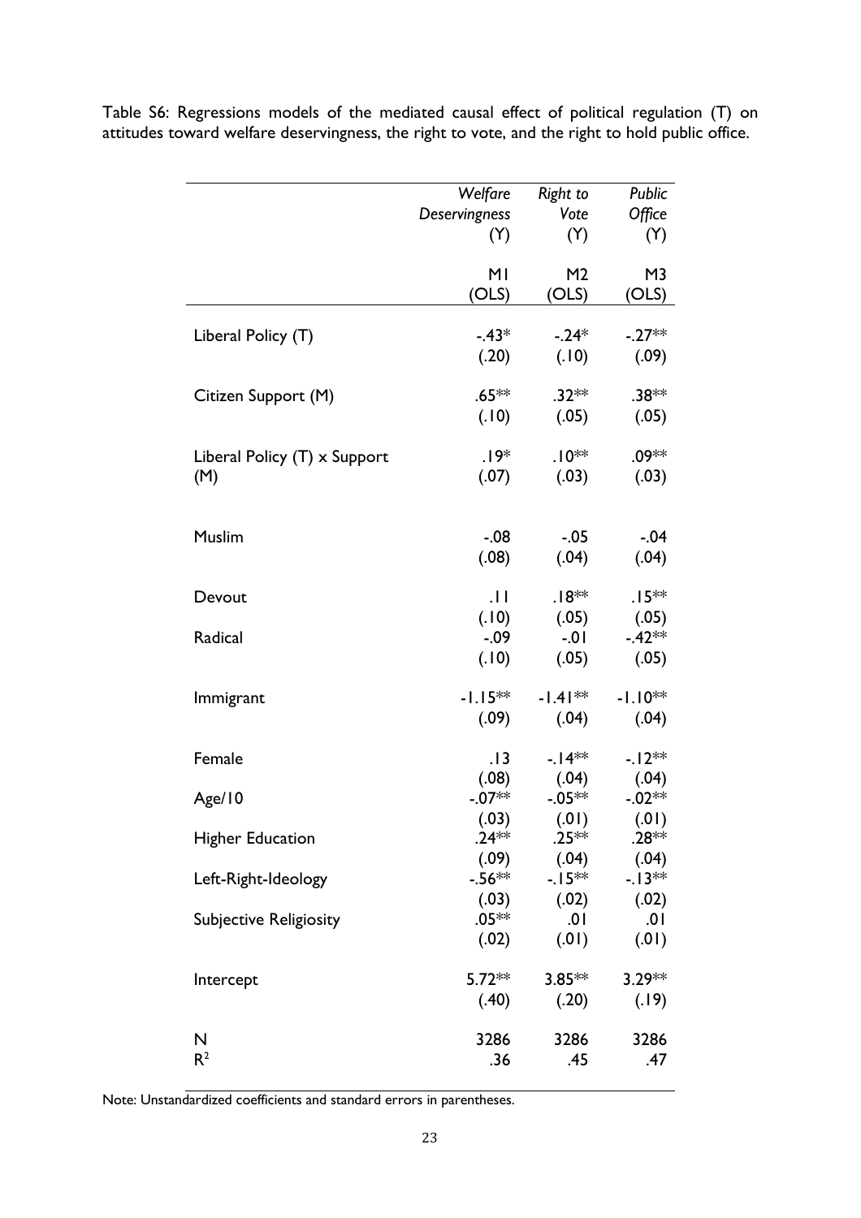Table S6: Regressions models of the mediated causal effect of political regulation (T) on attitudes toward welfare deservingness, the right to vote, and the right to hold public office.

| | *Welfare Deservingness* (Y) | *Right to Vote* (Y) | *Public Office* (Y) |
|---|---|---|---|
| | M1 (OLS) | M2 (OLS) | M3 (OLS) |
| Liberal Policy (T) | -.43* | -.24* | -.27** |
| | (.20) | (.10) | (.09) |
| Citizen Support (M) | .65** | .32** | .38** |
| | (.10) | (.05) | (.05) |
| Liberal Policy (T) x Support (M) | .19* | .10** | .09** |
| | (.07) | (.03) | (.03) |
| Muslim | -.08 | -.05 | -.04 |
| | (.08) | (.04) | (.04) |
| Devout | .11 | .18** | .15** |
| | (.10) | (.05) | (.05) |
| Radical | -.09 | -.01 | -.42** |
| | (.10) | (.05) | (.05) |
| Immigrant | -1.15** | -1.41** | -1.10** |
| | (.09) | (.04) | (.04) |
| Female | .13 | -.14** | -.12** |
| | (.08) | (.04) | (.04) |
| Age/10 | -.07** | -.05** | -.02** |
| | (.03) | (.01) | (.01) |
| Higher Education | .24** | .25** | .28** |
| | (.09) | (.04) | (.04) |
| Left-Right-Ideology | -.56** | -.15** | -.13** |
| | (.03) | (.02) | (.02) |
| Subjective Religiosity | .05** | .01 | .01 |
| | (.02) | (.01) | (.01) |
| Intercept | 5.72** | 3.85** | 3.29** |
| | (.40) | (.20) | (.19) |
| N | 3286 | 3286 | 3286 |
| $R^2$ | .36 | .45 | .47 |

Note: Unstandardized coefficients and standard errors in parentheses.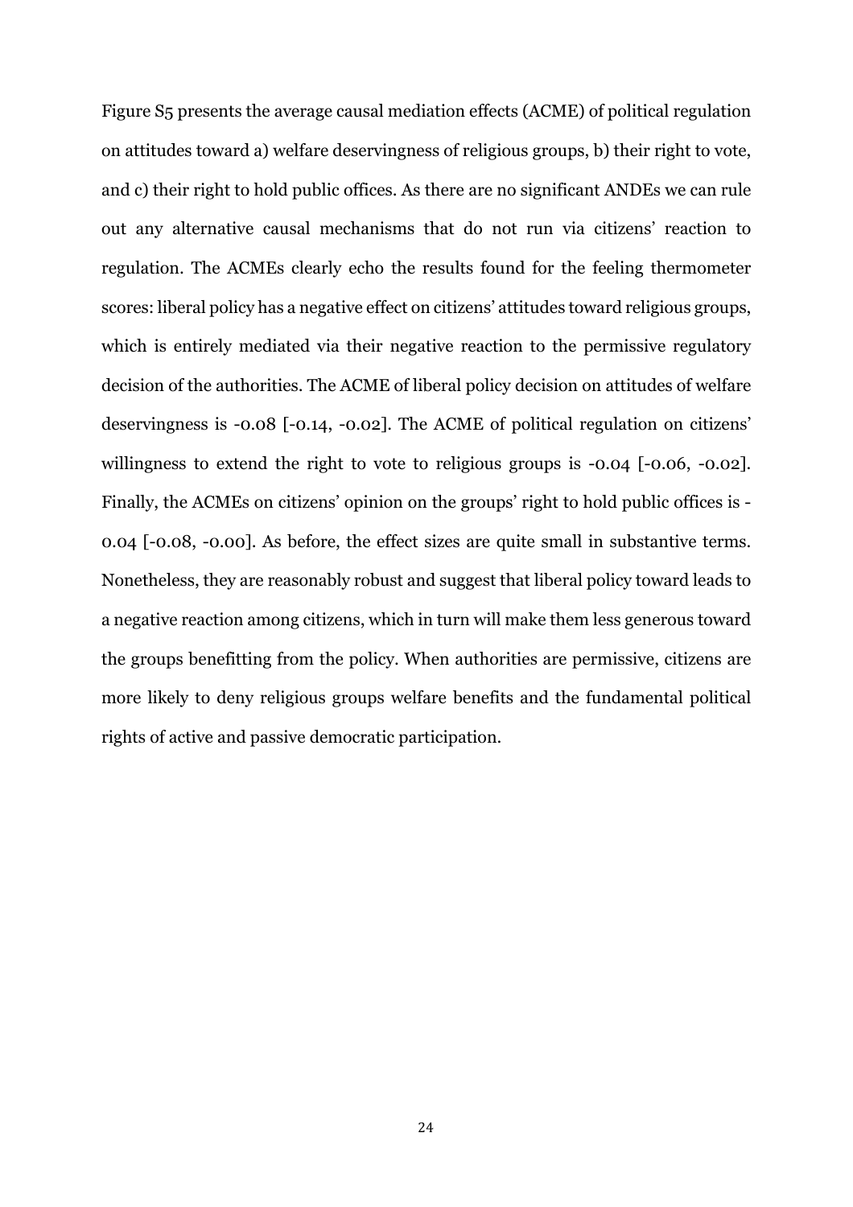Figure S5 presents the average causal mediation effects (ACME) of political regulation on attitudes toward a) welfare deservingness of religious groups, b) their right to vote, and c) their right to hold public offices. As there are no significant ANDEs we can rule out any alternative causal mechanisms that do not run via citizens' reaction to regulation. The ACMEs clearly echo the results found for the feeling thermometer scores: liberal policy has a negative effect on citizens' attitudes toward religious groups, which is entirely mediated via their negative reaction to the permissive regulatory decision of the authorities. The ACME of liberal policy decision on attitudes of welfare deservingness is -0.08 [-0.14, -0.02]. The ACME of political regulation on citizens' willingness to extend the right to vote to religious groups is -0.04 [-0.06, -0.02]. Finally, the ACMEs on citizens' opinion on the groups' right to hold public offices is -0.04 [-0.08, -0.00]. As before, the effect sizes are quite small in substantive terms. Nonetheless, they are reasonably robust and suggest that liberal policy toward leads to a negative reaction among citizens, which in turn will make them less generous toward the groups benefitting from the policy. When authorities are permissive, citizens are more likely to deny religious groups welfare benefits and the fundamental political rights of active and passive democratic participation.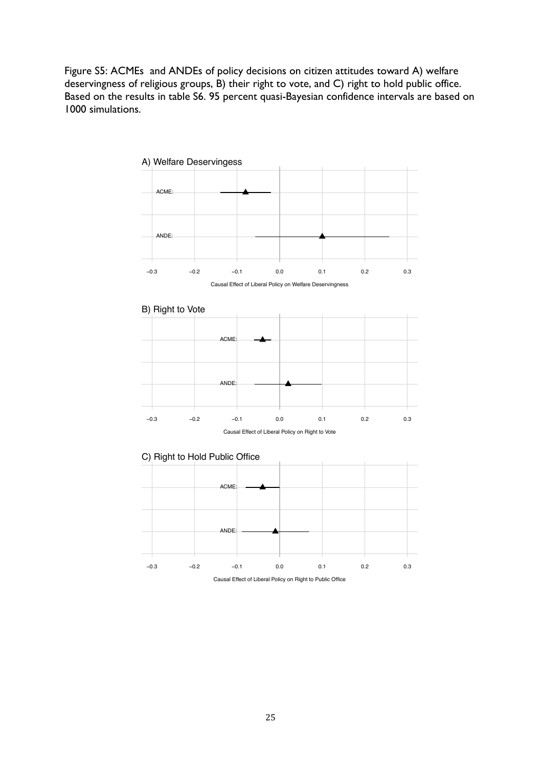Figure S5: ACMEs and ANDEs of policy decisions on citizen attitudes toward A) welfare deservingness of religious groups, B) their right to vote, and C) right to hold public office. Based on the results in table S6. 95 percent quasi-Bayesian confidence intervals are based on 1000 simulations.

A) Welfare Deservingess

ACME:

ANDE:

−0.3 −0.2 −0.1 0.0 0.1 0.2 0.3

Causal Effect of Liberal Policy on Welfare Deservingness

B) Right to Vote

ACME:

ANDE:

−0.3 −0.2 −0.1 0.0 0.1 0.2 0.3

Causal Effect of Liberal Policy on Right to Vote

C) Right to Hold Public Office

ACME:

ANDE:

−0.3 −0.2 −0.1 0.0 0.1 0.2 0.3

Causal Effect of Liberal Policy on Right to Public Office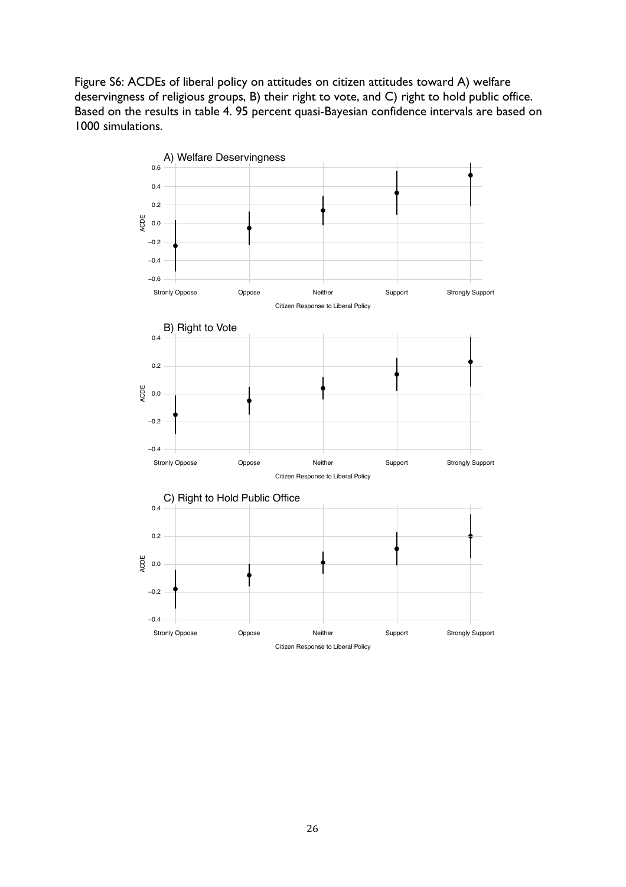Figure S6: ACDEs of liberal policy on attitudes on citizen attitudes toward A) welfare deservingness of religious groups, B) their right to vote, and C) right to hold public office. Based on the results in table 4. 95 percent quasi-Bayesian confidence intervals are based on 1000 simulations.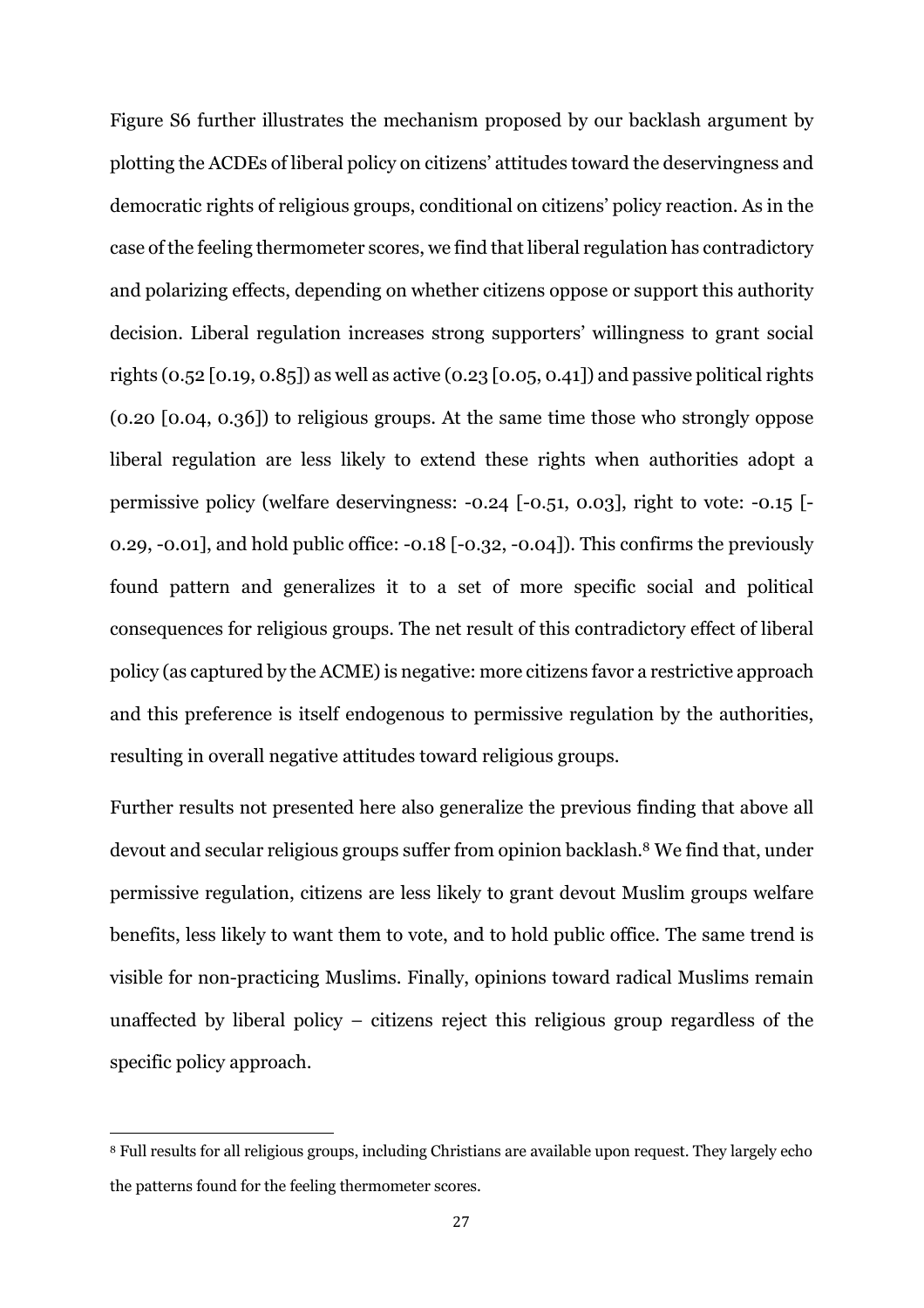Figure S6 further illustrates the mechanism proposed by our backlash argument by plotting the ACDEs of liberal policy on citizens' attitudes toward the deservingness and democratic rights of religious groups, conditional on citizens' policy reaction. As in the case of the feeling thermometer scores, we find that liberal regulation has contradictory and polarizing effects, depending on whether citizens oppose or support this authority decision. Liberal regulation increases strong supporters' willingness to grant social rights (0.52 [0.19, 0.85]) as well as active (0.23 [0.05, 0.41]) and passive political rights (0.20 [0.04, 0.36]) to religious groups. At the same time those who strongly oppose liberal regulation are less likely to extend these rights when authorities adopt a permissive policy (welfare deservingness: -0.24 [-0.51, 0.03], right to vote: -0.15 [-0.29, -0.01], and hold public office: -0.18 [-0.32, -0.04]). This confirms the previously found pattern and generalizes it to a set of more specific social and political consequences for religious groups. The net result of this contradictory effect of liberal policy (as captured by the ACME) is negative: more citizens favor a restrictive approach and this preference is itself endogenous to permissive regulation by the authorities, resulting in overall negative attitudes toward religious groups.

Further results not presented here also generalize the previous finding that above all devout and secular religious groups suffer from opinion backlash.[8] We find that, under permissive regulation, citizens are less likely to grant devout Muslim groups welfare benefits, less likely to want them to vote, and to hold public office. The same trend is visible for non-practicing Muslims. Finally, opinions toward radical Muslims remain unaffected by liberal policy – citizens reject this religious group regardless of the specific policy approach.

[8] Full results for all religious groups, including Christians are available upon request. They largely echo the patterns found for the feeling thermometer scores.